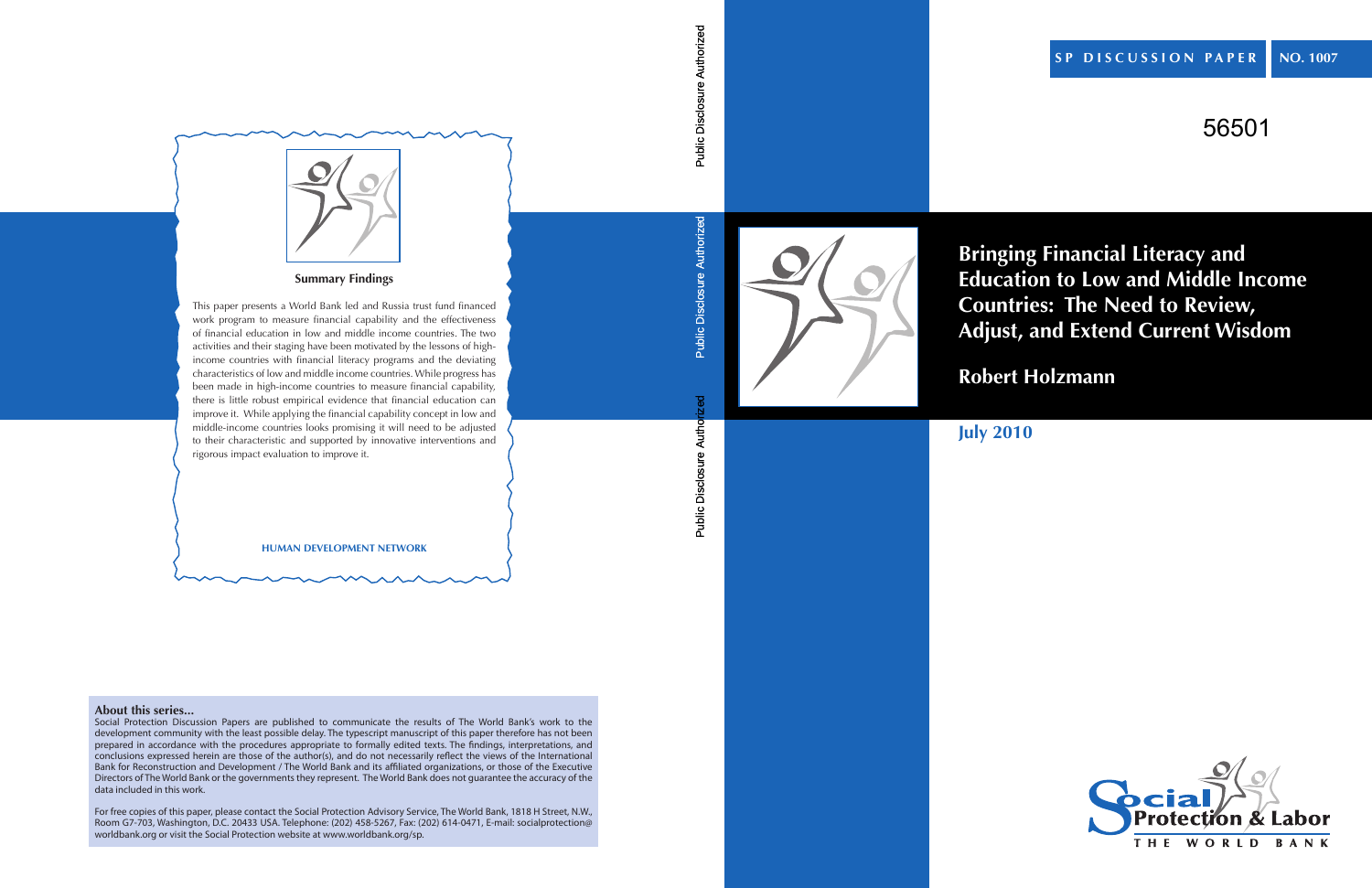SP DISCUSSION PAPER NO. 1007

56501

# Bringing Financial Literacy and Education to Low and Middle Income Countries: The Need to Review, Adjust, and Extend Current Wisdom

## Robert Holzmann

July 2010

Public Disclosure Authorized

Public Disclosure Authorized

Public Disclosure Authorized

### Summary Findings

This paper presents a World Bank led and Russia trust fund financed work program to measure financial capability and the effectiveness of financial education in low and middle income countries. The two activities and their staging have been motivated by the lessons of high-income countries with financial literacy programs and the deviating characteristics of low and middle income countries. While progress has been made in high-income countries to measure financial capability, there is little robust empirical evidence that financial education can improve it. While applying the financial capability concept in low and middle-income countries looks promising it will need to be adjusted to their characteristic and supported by innovative interventions and rigorous impact evaluation to improve it.

HUMAN DEVELOPMENT NETWORK

**About this series...**

Social Protection Discussion Papers are published to communicate the results of The World Bank's work to the development community with the least possible delay. The typescript manuscript of this paper therefore has not been prepared in accordance with the procedures appropriate to formally edited texts. The findings, interpretations, and conclusions expressed herein are those of the author(s), and do not necessarily reflect the views of the International Bank for Reconstruction and Development / The World Bank and its affiliated organizations, or those of the Executive Directors of The World Bank or the governments they represent. The World Bank does not guarantee the accuracy of the data included in this work.

For free copies of this paper, please contact the Social Protection Advisory Service, The World Bank, 1818 H Street, N.W., Room G7-703, Washington, D.C. 20433 USA. Telephone: (202) 458-5267, Fax: (202) 614-0471, E-mail: socialprotection@worldbank.org or visit the Social Protection website at www.worldbank.org/sp.

Social Protection & Labor

THE WORLD BANK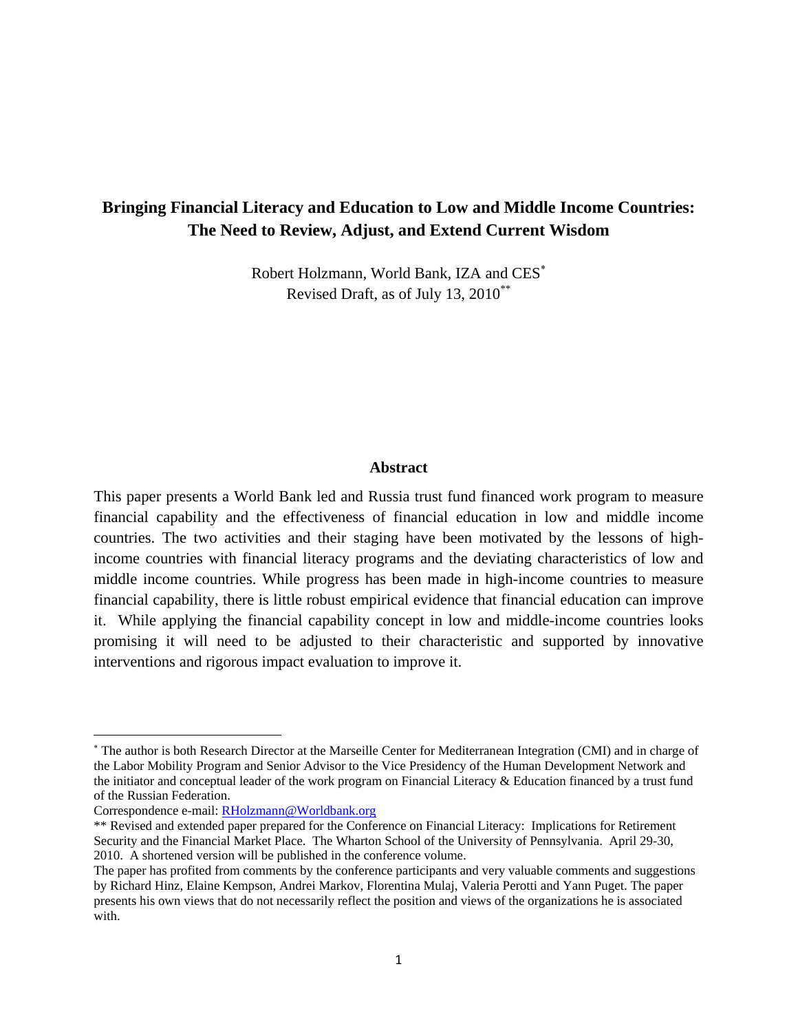# Bringing Financial Literacy and Education to Low and Middle Income Countries: The Need to Review, Adjust, and Extend Current Wisdom

Robert Holzmann, World Bank, IZA and CES[*]
Revised Draft, as of July 13, 2010[**]

## Abstract

This paper presents a World Bank led and Russia trust fund financed work program to measure financial capability and the effectiveness of financial education in low and middle income countries. The two activities and their staging have been motivated by the lessons of high-income countries with financial literacy programs and the deviating characteristics of low and middle income countries. While progress has been made in high-income countries to measure financial capability, there is little robust empirical evidence that financial education can improve it. While applying the financial capability concept in low and middle-income countries looks promising it will need to be adjusted to their characteristic and supported by innovative interventions and rigorous impact evaluation to improve it.

---

[*] The author is both Research Director at the Marseille Center for Mediterranean Integration (CMI) and in charge of the Labor Mobility Program and Senior Advisor to the Vice Presidency of the Human Development Network and the initiator and conceptual leader of the work program on Financial Literacy & Education financed by a trust fund of the Russian Federation.

Correspondence e-mail: RHolzmann@Worldbank.org

[**] Revised and extended paper prepared for the Conference on Financial Literacy: Implications for Retirement Security and the Financial Market Place. The Wharton School of the University of Pennsylvania. April 29-30, 2010. A shortened version will be published in the conference volume.

The paper has profited from comments by the conference participants and very valuable comments and suggestions by Richard Hinz, Elaine Kempson, Andrei Markov, Florentina Mulaj, Valeria Perotti and Yann Puget. The paper presents his own views that do not necessarily reflect the position and views of the organizations he is associated with.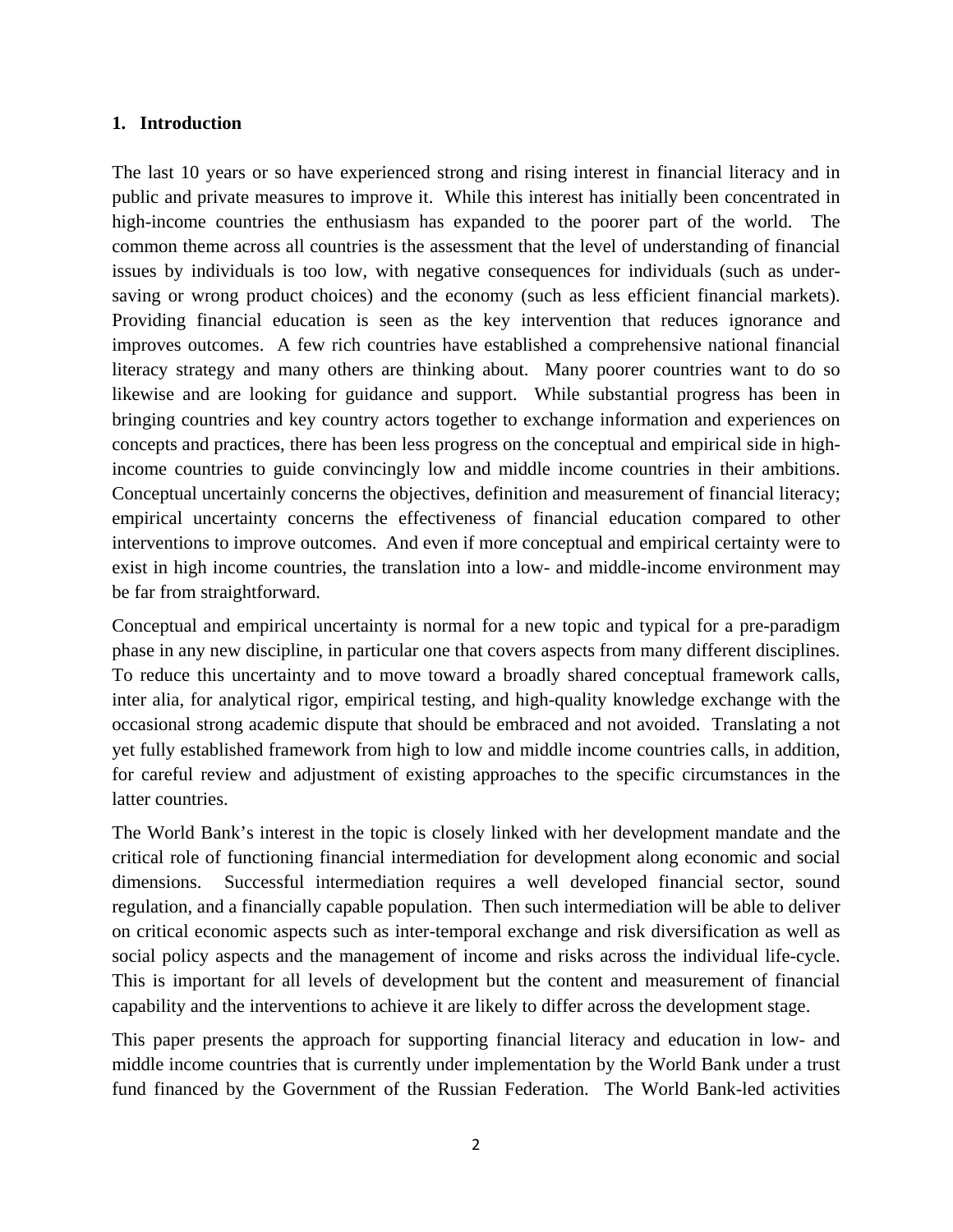## 1. Introduction

The last 10 years or so have experienced strong and rising interest in financial literacy and in public and private measures to improve it. While this interest has initially been concentrated in high-income countries the enthusiasm has expanded to the poorer part of the world. The common theme across all countries is the assessment that the level of understanding of financial issues by individuals is too low, with negative consequences for individuals (such as under-saving or wrong product choices) and the economy (such as less efficient financial markets). Providing financial education is seen as the key intervention that reduces ignorance and improves outcomes. A few rich countries have established a comprehensive national financial literacy strategy and many others are thinking about. Many poorer countries want to do so likewise and are looking for guidance and support. While substantial progress has been in bringing countries and key country actors together to exchange information and experiences on concepts and practices, there has been less progress on the conceptual and empirical side in high-income countries to guide convincingly low and middle income countries in their ambitions. Conceptual uncertainly concerns the objectives, definition and measurement of financial literacy; empirical uncertainty concerns the effectiveness of financial education compared to other interventions to improve outcomes. And even if more conceptual and empirical certainty were to exist in high income countries, the translation into a low- and middle-income environment may be far from straightforward.

Conceptual and empirical uncertainty is normal for a new topic and typical for a pre-paradigm phase in any new discipline, in particular one that covers aspects from many different disciplines. To reduce this uncertainty and to move toward a broadly shared conceptual framework calls, inter alia, for analytical rigor, empirical testing, and high-quality knowledge exchange with the occasional strong academic dispute that should be embraced and not avoided. Translating a not yet fully established framework from high to low and middle income countries calls, in addition, for careful review and adjustment of existing approaches to the specific circumstances in the latter countries.

The World Bank's interest in the topic is closely linked with her development mandate and the critical role of functioning financial intermediation for development along economic and social dimensions. Successful intermediation requires a well developed financial sector, sound regulation, and a financially capable population. Then such intermediation will be able to deliver on critical economic aspects such as inter-temporal exchange and risk diversification as well as social policy aspects and the management of income and risks across the individual life-cycle. This is important for all levels of development but the content and measurement of financial capability and the interventions to achieve it are likely to differ across the development stage.

This paper presents the approach for supporting financial literacy and education in low- and middle income countries that is currently under implementation by the World Bank under a trust fund financed by the Government of the Russian Federation. The World Bank-led activities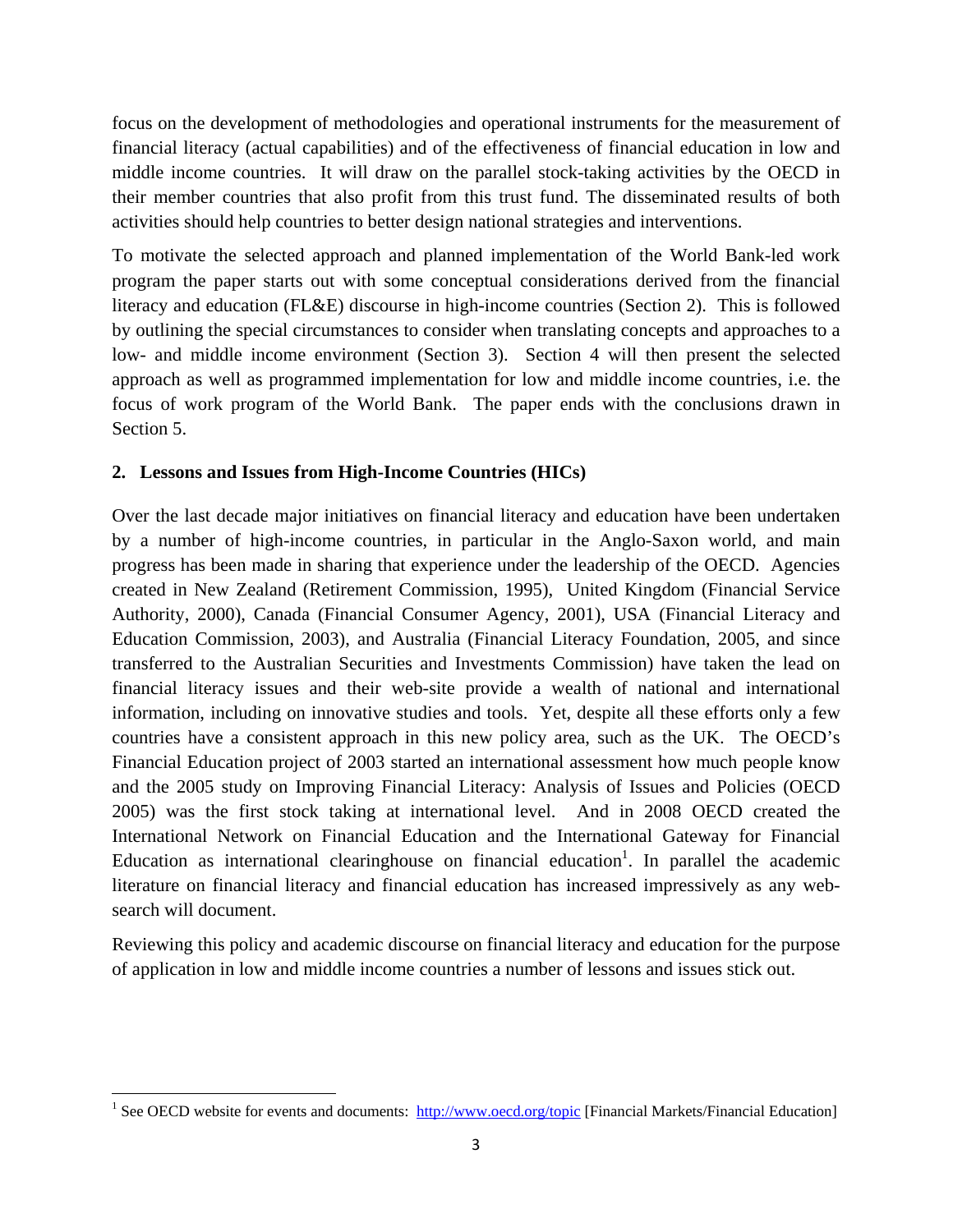focus on the development of methodologies and operational instruments for the measurement of financial literacy (actual capabilities) and of the effectiveness of financial education in low and middle income countries. It will draw on the parallel stock-taking activities by the OECD in their member countries that also profit from this trust fund. The disseminated results of both activities should help countries to better design national strategies and interventions.

To motivate the selected approach and planned implementation of the World Bank-led work program the paper starts out with some conceptual considerations derived from the financial literacy and education (FL&E) discourse in high-income countries (Section 2). This is followed by outlining the special circumstances to consider when translating concepts and approaches to a low- and middle income environment (Section 3). Section 4 will then present the selected approach as well as programmed implementation for low and middle income countries, i.e. the focus of work program of the World Bank. The paper ends with the conclusions drawn in Section 5.

## 2. Lessons and Issues from High-Income Countries (HICs)

Over the last decade major initiatives on financial literacy and education have been undertaken by a number of high-income countries, in particular in the Anglo-Saxon world, and main progress has been made in sharing that experience under the leadership of the OECD. Agencies created in New Zealand (Retirement Commission, 1995), United Kingdom (Financial Service Authority, 2000), Canada (Financial Consumer Agency, 2001), USA (Financial Literacy and Education Commission, 2003), and Australia (Financial Literacy Foundation, 2005, and since transferred to the Australian Securities and Investments Commission) have taken the lead on financial literacy issues and their web-site provide a wealth of national and international information, including on innovative studies and tools. Yet, despite all these efforts only a few countries have a consistent approach in this new policy area, such as the UK. The OECD's Financial Education project of 2003 started an international assessment how much people know and the 2005 study on Improving Financial Literacy: Analysis of Issues and Policies (OECD 2005) was the first stock taking at international level. And in 2008 OECD created the International Network on Financial Education and the International Gateway for Financial Education as international clearinghouse on financial education[1]. In parallel the academic literature on financial literacy and financial education has increased impressively as any web-search will document.

Reviewing this policy and academic discourse on financial literacy and education for the purpose of application in low and middle income countries a number of lessons and issues stick out.

---

[1] See OECD website for events and documents: http://www.oecd.org/topic [Financial Markets/Financial Education]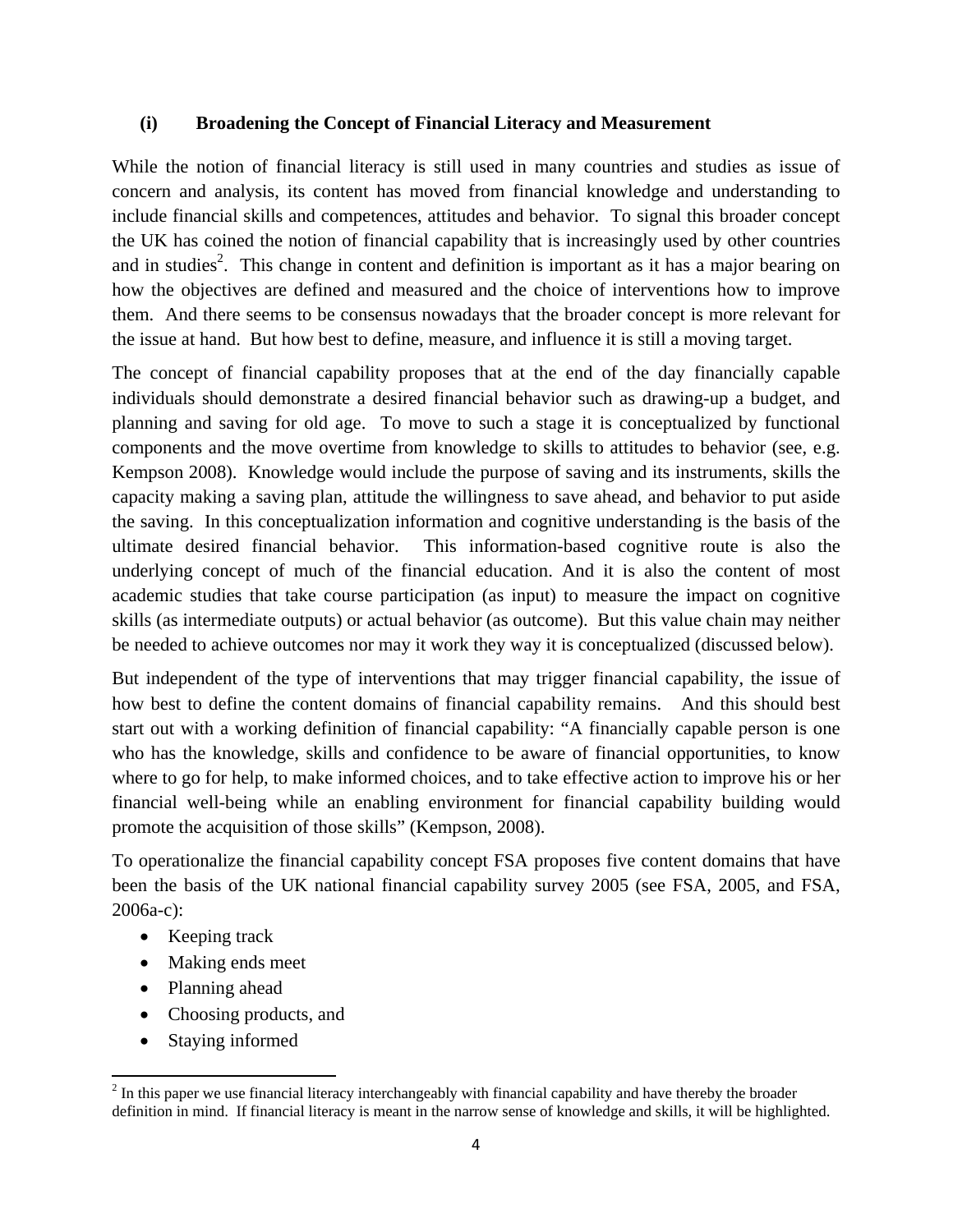### (i) Broadening the Concept of Financial Literacy and Measurement

While the notion of financial literacy is still used in many countries and studies as issue of concern and analysis, its content has moved from financial knowledge and understanding to include financial skills and competences, attitudes and behavior. To signal this broader concept the UK has coined the notion of financial capability that is increasingly used by other countries and in studies[2]. This change in content and definition is important as it has a major bearing on how the objectives are defined and measured and the choice of interventions how to improve them. And there seems to be consensus nowadays that the broader concept is more relevant for the issue at hand. But how best to define, measure, and influence it is still a moving target.

The concept of financial capability proposes that at the end of the day financially capable individuals should demonstrate a desired financial behavior such as drawing-up a budget, and planning and saving for old age. To move to such a stage it is conceptualized by functional components and the move overtime from knowledge to skills to attitudes to behavior (see, e.g. Kempson 2008). Knowledge would include the purpose of saving and its instruments, skills the capacity making a saving plan, attitude the willingness to save ahead, and behavior to put aside the saving. In this conceptualization information and cognitive understanding is the basis of the ultimate desired financial behavior. This information-based cognitive route is also the underlying concept of much of the financial education. And it is also the content of most academic studies that take course participation (as input) to measure the impact on cognitive skills (as intermediate outputs) or actual behavior (as outcome). But this value chain may neither be needed to achieve outcomes nor may it work they way it is conceptualized (discussed below).

But independent of the type of interventions that may trigger financial capability, the issue of how best to define the content domains of financial capability remains. And this should best start out with a working definition of financial capability: "A financially capable person is one who has the knowledge, skills and confidence to be aware of financial opportunities, to know where to go for help, to make informed choices, and to take effective action to improve his or her financial well-being while an enabling environment for financial capability building would promote the acquisition of those skills" (Kempson, 2008).

To operationalize the financial capability concept FSA proposes five content domains that have been the basis of the UK national financial capability survey 2005 (see FSA, 2005, and FSA, 2006a-c):

- Keeping track
- Making ends meet
- Planning ahead
- Choosing products, and
- Staying informed

[2] In this paper we use financial literacy interchangeably with financial capability and have thereby the broader definition in mind. If financial literacy is meant in the narrow sense of knowledge and skills, it will be highlighted.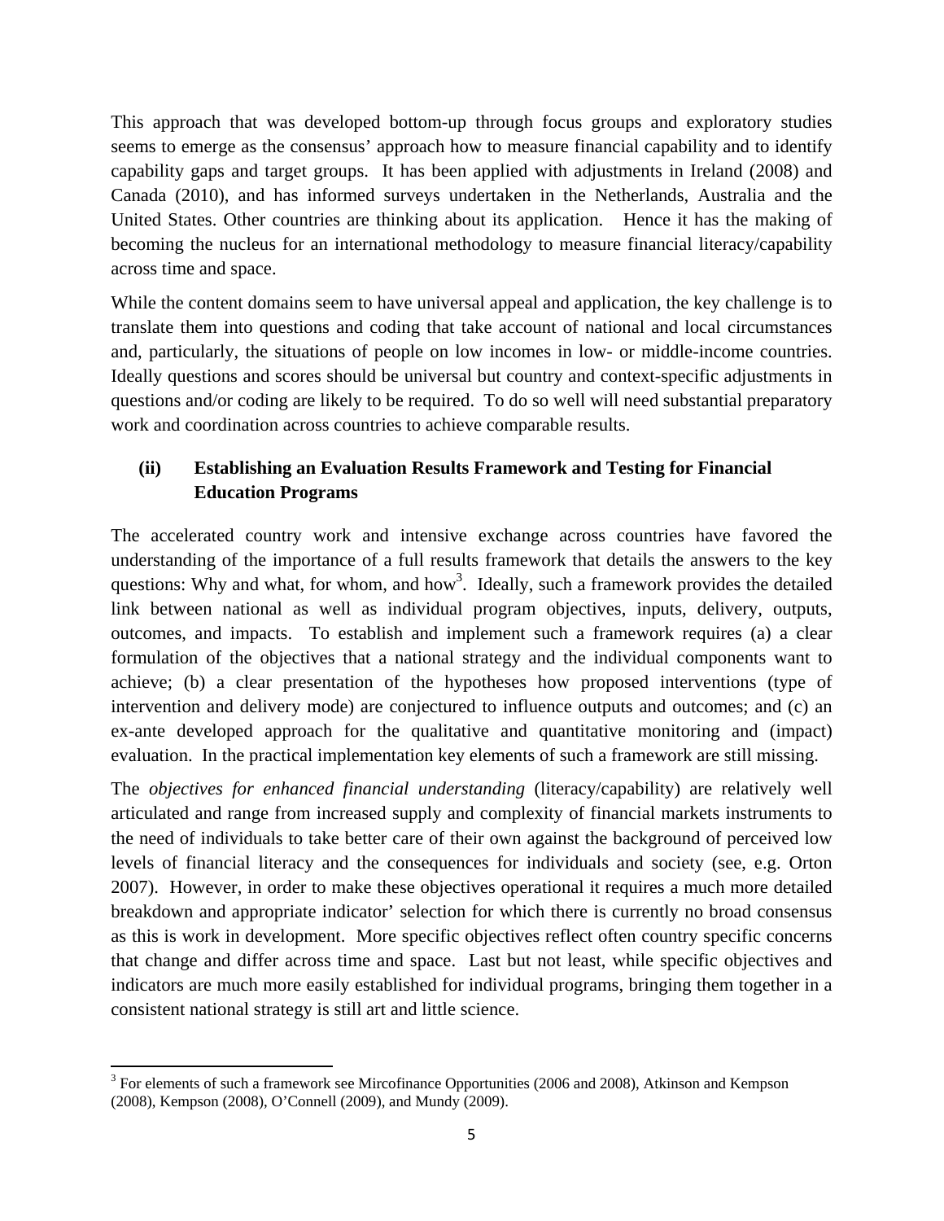This approach that was developed bottom-up through focus groups and exploratory studies seems to emerge as the consensus' approach how to measure financial capability and to identify capability gaps and target groups. It has been applied with adjustments in Ireland (2008) and Canada (2010), and has informed surveys undertaken in the Netherlands, Australia and the United States. Other countries are thinking about its application. Hence it has the making of becoming the nucleus for an international methodology to measure financial literacy/capability across time and space.

While the content domains seem to have universal appeal and application, the key challenge is to translate them into questions and coding that take account of national and local circumstances and, particularly, the situations of people on low incomes in low- or middle-income countries. Ideally questions and scores should be universal but country and context-specific adjustments in questions and/or coding are likely to be required. To do so well will need substantial preparatory work and coordination across countries to achieve comparable results.

### (ii) Establishing an Evaluation Results Framework and Testing for Financial Education Programs

The accelerated country work and intensive exchange across countries have favored the understanding of the importance of a full results framework that details the answers to the key questions: Why and what, for whom, and how[3]. Ideally, such a framework provides the detailed link between national as well as individual program objectives, inputs, delivery, outputs, outcomes, and impacts. To establish and implement such a framework requires (a) a clear formulation of the objectives that a national strategy and the individual components want to achieve; (b) a clear presentation of the hypotheses how proposed interventions (type of intervention and delivery mode) are conjectured to influence outputs and outcomes; and (c) an ex-ante developed approach for the qualitative and quantitative monitoring and (impact) evaluation. In the practical implementation key elements of such a framework are still missing.

The *objectives for enhanced financial understanding* (literacy/capability) are relatively well articulated and range from increased supply and complexity of financial markets instruments to the need of individuals to take better care of their own against the background of perceived low levels of financial literacy and the consequences for individuals and society (see, e.g. Orton 2007). However, in order to make these objectives operational it requires a much more detailed breakdown and appropriate indicator' selection for which there is currently no broad consensus as this is work in development. More specific objectives reflect often country specific concerns that change and differ across time and space. Last but not least, while specific objectives and indicators are much more easily established for individual programs, bringing them together in a consistent national strategy is still art and little science.

[3] For elements of such a framework see Mircofinance Opportunities (2006 and 2008), Atkinson and Kempson (2008), Kempson (2008), O'Connell (2009), and Mundy (2009).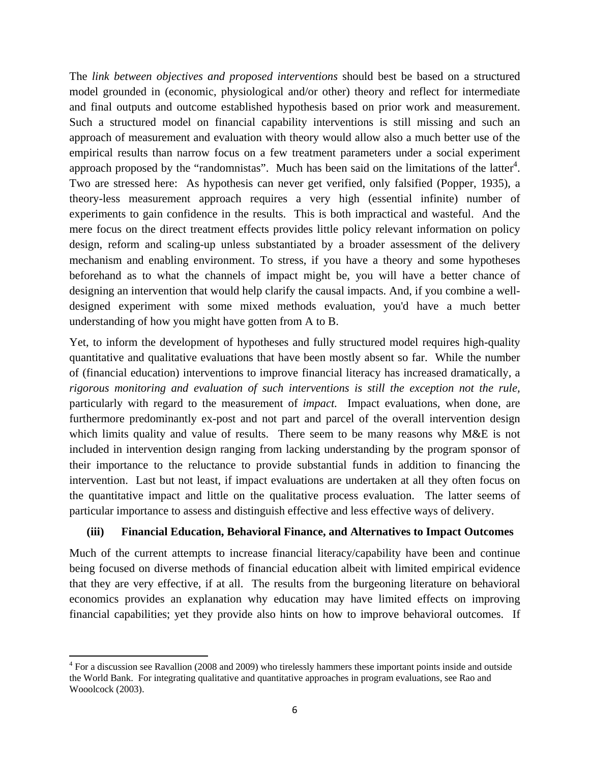The *link between objectives and proposed interventions* should best be based on a structured model grounded in (economic, physiological and/or other) theory and reflect for intermediate and final outputs and outcome established hypothesis based on prior work and measurement. Such a structured model on financial capability interventions is still missing and such an approach of measurement and evaluation with theory would allow also a much better use of the empirical results than narrow focus on a few treatment parameters under a social experiment approach proposed by the "randomnistas". Much has been said on the limitations of the latter[4]. Two are stressed here: As hypothesis can never get verified, only falsified (Popper, 1935), a theory-less measurement approach requires a very high (essential infinite) number of experiments to gain confidence in the results. This is both impractical and wasteful. And the mere focus on the direct treatment effects provides little policy relevant information on policy design, reform and scaling-up unless substantiated by a broader assessment of the delivery mechanism and enabling environment. To stress, if you have a theory and some hypotheses beforehand as to what the channels of impact might be, you will have a better chance of designing an intervention that would help clarify the causal impacts. And, if you combine a well-designed experiment with some mixed methods evaluation, you'd have a much better understanding of how you might have gotten from A to B.

Yet, to inform the development of hypotheses and fully structured model requires high-quality quantitative and qualitative evaluations that have been mostly absent so far. While the number of (financial education) interventions to improve financial literacy has increased dramatically, a *rigorous monitoring and evaluation of such interventions is still the exception not the rule*, particularly with regard to the measurement of *impact*. Impact evaluations, when done, are furthermore predominantly ex-post and not part and parcel of the overall intervention design which limits quality and value of results. There seem to be many reasons why M&E is not included in intervention design ranging from lacking understanding by the program sponsor of their importance to the reluctance to provide substantial funds in addition to financing the intervention. Last but not least, if impact evaluations are undertaken at all they often focus on the quantitative impact and little on the qualitative process evaluation. The latter seems of particular importance to assess and distinguish effective and less effective ways of delivery.

### (iii) Financial Education, Behavioral Finance, and Alternatives to Impact Outcomes

Much of the current attempts to increase financial literacy/capability have been and continue being focused on diverse methods of financial education albeit with limited empirical evidence that they are very effective, if at all. The results from the burgeoning literature on behavioral economics provides an explanation why education may have limited effects on improving financial capabilities; yet they provide also hints on how to improve behavioral outcomes. If

---

[4] For a discussion see Ravallion (2008 and 2009) who tirelessly hammers these important points inside and outside the World Bank. For integrating qualitative and quantitative approaches in program evaluations, see Rao and Wooolcock (2003).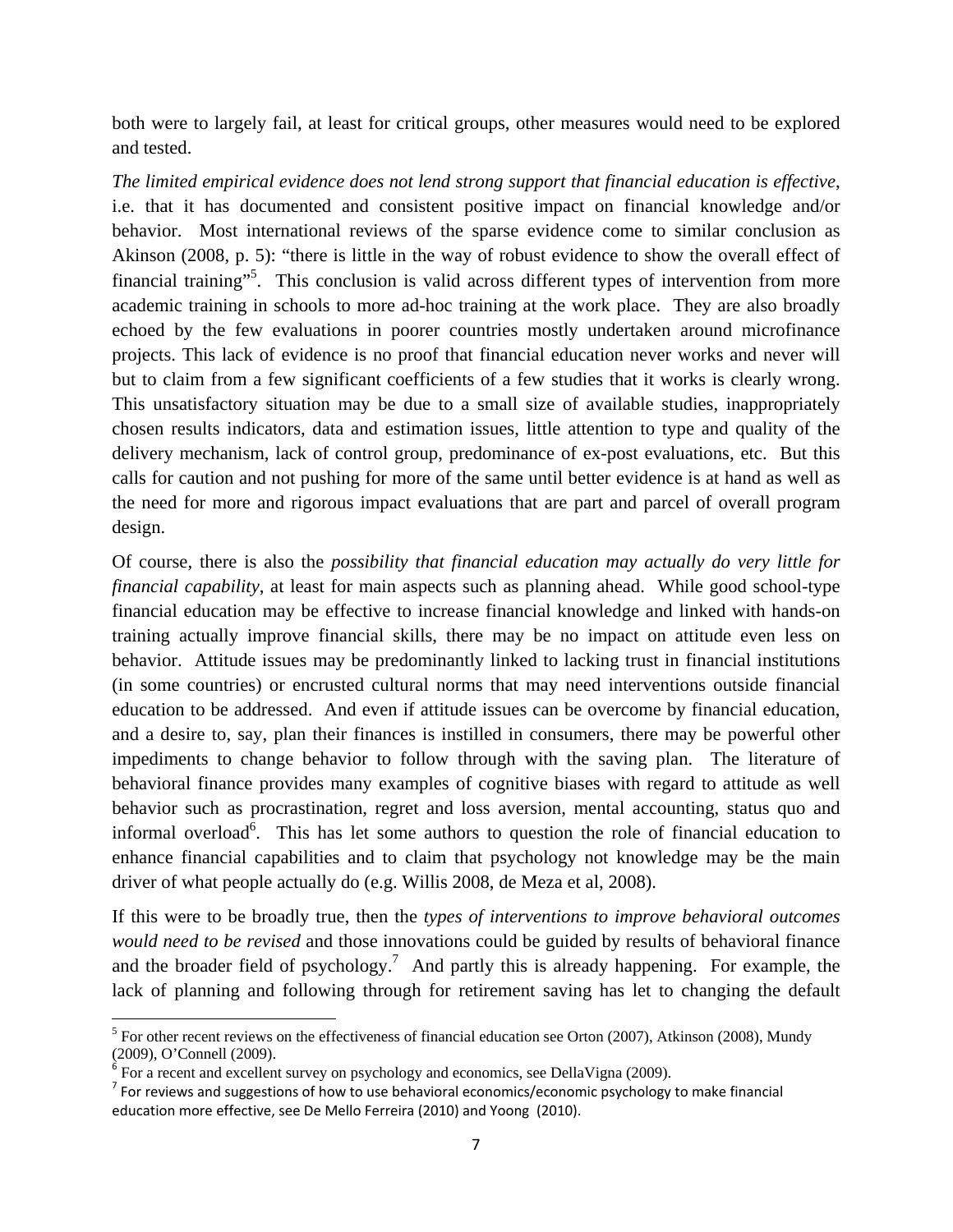both were to largely fail, at least for critical groups, other measures would need to be explored and tested.

*The limited empirical evidence does not lend strong support that financial education is effective*, i.e. that it has documented and consistent positive impact on financial knowledge and/or behavior. Most international reviews of the sparse evidence come to similar conclusion as Akinson (2008, p. 5): "there is little in the way of robust evidence to show the overall effect of financial training"[5]. This conclusion is valid across different types of intervention from more academic training in schools to more ad-hoc training at the work place. They are also broadly echoed by the few evaluations in poorer countries mostly undertaken around microfinance projects. This lack of evidence is no proof that financial education never works and never will but to claim from a few significant coefficients of a few studies that it works is clearly wrong. This unsatisfactory situation may be due to a small size of available studies, inappropriately chosen results indicators, data and estimation issues, little attention to type and quality of the delivery mechanism, lack of control group, predominance of ex-post evaluations, etc. But this calls for caution and not pushing for more of the same until better evidence is at hand as well as the need for more and rigorous impact evaluations that are part and parcel of overall program design.

Of course, there is also the *possibility that financial education may actually do very little for financial capability*, at least for main aspects such as planning ahead. While good school-type financial education may be effective to increase financial knowledge and linked with hands-on training actually improve financial skills, there may be no impact on attitude even less on behavior. Attitude issues may be predominantly linked to lacking trust in financial institutions (in some countries) or encrusted cultural norms that may need interventions outside financial education to be addressed. And even if attitude issues can be overcome by financial education, and a desire to, say, plan their finances is instilled in consumers, there may be powerful other impediments to change behavior to follow through with the saving plan. The literature of behavioral finance provides many examples of cognitive biases with regard to attitude as well behavior such as procrastination, regret and loss aversion, mental accounting, status quo and informal overload[6]. This has let some authors to question the role of financial education to enhance financial capabilities and to claim that psychology not knowledge may be the main driver of what people actually do (e.g. Willis 2008, de Meza et al, 2008).

If this were to be broadly true, then the *types of interventions to improve behavioral outcomes would need to be revised* and those innovations could be guided by results of behavioral finance and the broader field of psychology.[7] And partly this is already happening. For example, the lack of planning and following through for retirement saving has let to changing the default

[5] For other recent reviews on the effectiveness of financial education see Orton (2007), Atkinson (2008), Mundy (2009), O'Connell (2009).

[6] For a recent and excellent survey on psychology and economics, see DellaVigna (2009).

[7] For reviews and suggestions of how to use behavioral economics/economic psychology to make financial education more effective, see De Mello Ferreira (2010) and Yoong (2010).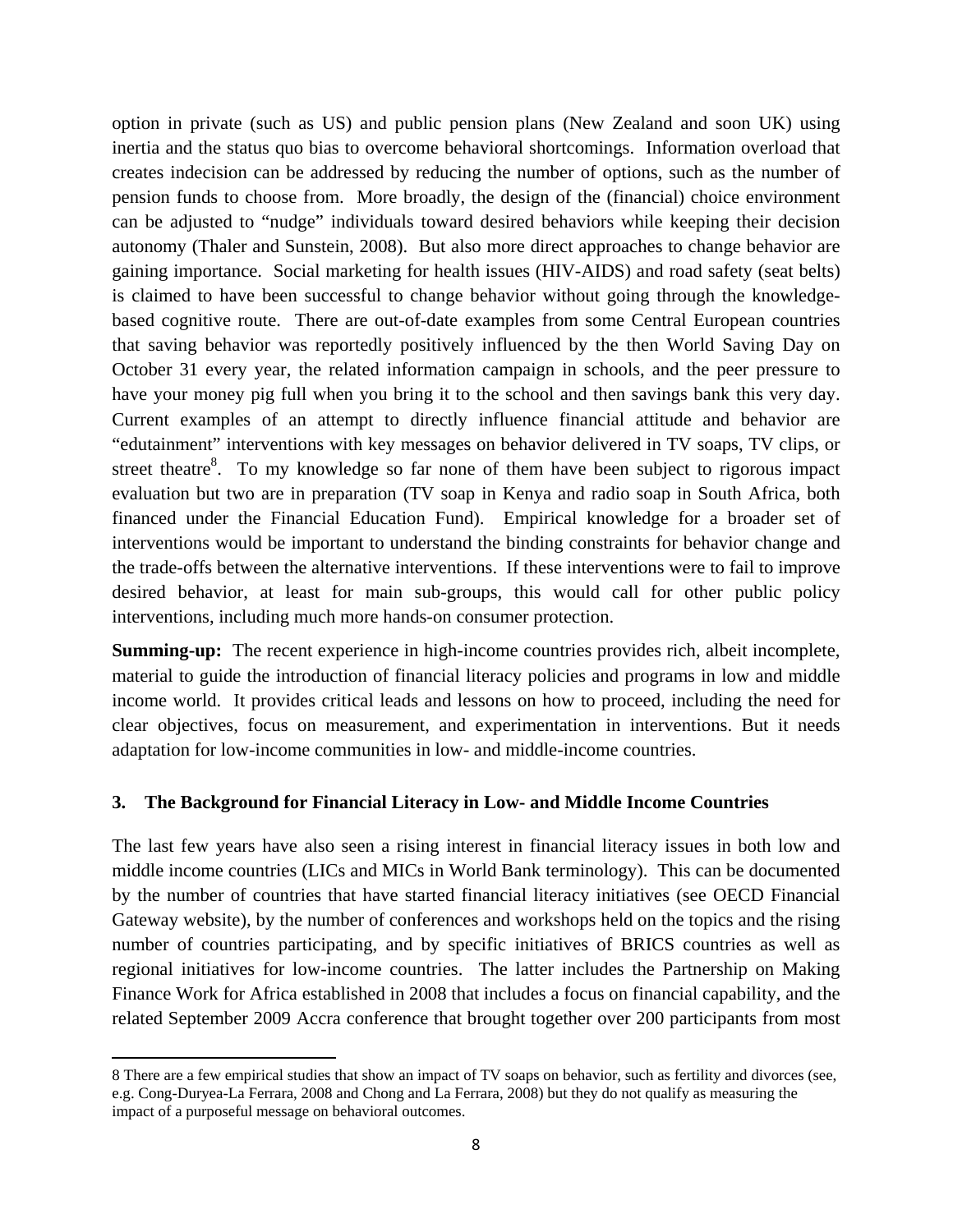option in private (such as US) and public pension plans (New Zealand and soon UK) using inertia and the status quo bias to overcome behavioral shortcomings. Information overload that creates indecision can be addressed by reducing the number of options, such as the number of pension funds to choose from. More broadly, the design of the (financial) choice environment can be adjusted to "nudge" individuals toward desired behaviors while keeping their decision autonomy (Thaler and Sunstein, 2008). But also more direct approaches to change behavior are gaining importance. Social marketing for health issues (HIV-AIDS) and road safety (seat belts) is claimed to have been successful to change behavior without going through the knowledge-based cognitive route. There are out-of-date examples from some Central European countries that saving behavior was reportedly positively influenced by the then World Saving Day on October 31 every year, the related information campaign in schools, and the peer pressure to have your money pig full when you bring it to the school and then savings bank this very day. Current examples of an attempt to directly influence financial attitude and behavior are "edutainment" interventions with key messages on behavior delivered in TV soaps, TV clips, or street theatre[8]. To my knowledge so far none of them have been subject to rigorous impact evaluation but two are in preparation (TV soap in Kenya and radio soap in South Africa, both financed under the Financial Education Fund). Empirical knowledge for a broader set of interventions would be important to understand the binding constraints for behavior change and the trade-offs between the alternative interventions. If these interventions were to fail to improve desired behavior, at least for main sub-groups, this would call for other public policy interventions, including much more hands-on consumer protection.

**Summing-up:** The recent experience in high-income countries provides rich, albeit incomplete, material to guide the introduction of financial literacy policies and programs in low and middle income world. It provides critical leads and lessons on how to proceed, including the need for clear objectives, focus on measurement, and experimentation in interventions. But it needs adaptation for low-income communities in low- and middle-income countries.

## 3. The Background for Financial Literacy in Low- and Middle Income Countries

The last few years have also seen a rising interest in financial literacy issues in both low and middle income countries (LICs and MICs in World Bank terminology). This can be documented by the number of countries that have started financial literacy initiatives (see OECD Financial Gateway website), by the number of conferences and workshops held on the topics and the rising number of countries participating, and by specific initiatives of BRICS countries as well as regional initiatives for low-income countries. The latter includes the Partnership on Making Finance Work for Africa established in 2008 that includes a focus on financial capability, and the related September 2009 Accra conference that brought together over 200 participants from most

8 There are a few empirical studies that show an impact of TV soaps on behavior, such as fertility and divorces (see, e.g. Cong-Duryea-La Ferrara, 2008 and Chong and La Ferrara, 2008) but they do not qualify as measuring the impact of a purposeful message on behavioral outcomes.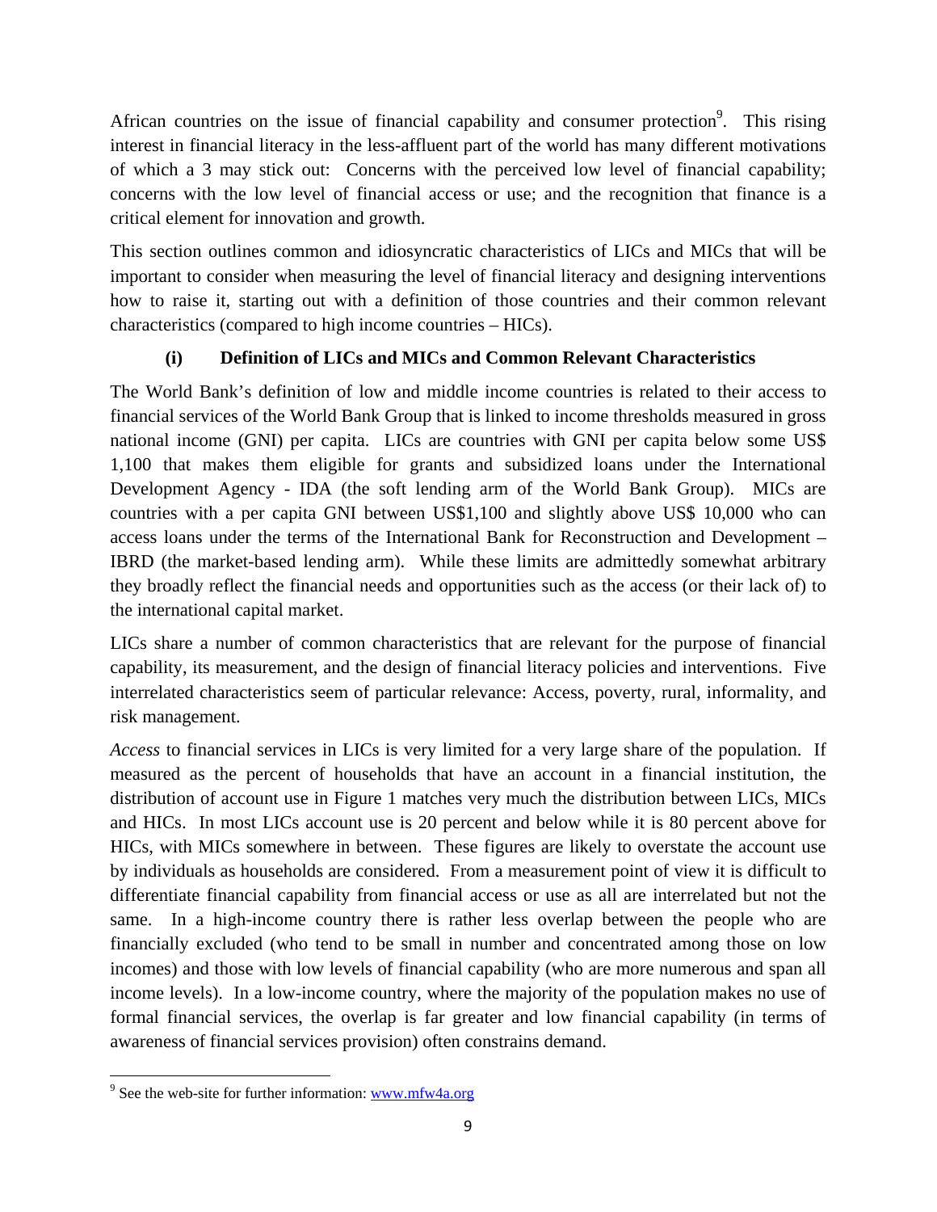African countries on the issue of financial capability and consumer protection[9]. This rising interest in financial literacy in the less-affluent part of the world has many different motivations of which a 3 may stick out: Concerns with the perceived low level of financial capability; concerns with the low level of financial access or use; and the recognition that finance is a critical element for innovation and growth.

This section outlines common and idiosyncratic characteristics of LICs and MICs that will be important to consider when measuring the level of financial literacy and designing interventions how to raise it, starting out with a definition of those countries and their common relevant characteristics (compared to high income countries – HICs).

### (i) Definition of LICs and MICs and Common Relevant Characteristics

The World Bank's definition of low and middle income countries is related to their access to financial services of the World Bank Group that is linked to income thresholds measured in gross national income (GNI) per capita. LICs are countries with GNI per capita below some US$ 1,100 that makes them eligible for grants and subsidized loans under the International Development Agency - IDA (the soft lending arm of the World Bank Group). MICs are countries with a per capita GNI between US$1,100 and slightly above US$ 10,000 who can access loans under the terms of the International Bank for Reconstruction and Development – IBRD (the market-based lending arm). While these limits are admittedly somewhat arbitrary they broadly reflect the financial needs and opportunities such as the access (or their lack of) to the international capital market.

LICs share a number of common characteristics that are relevant for the purpose of financial capability, its measurement, and the design of financial literacy policies and interventions. Five interrelated characteristics seem of particular relevance: Access, poverty, rural, informality, and risk management.

*Access* to financial services in LICs is very limited for a very large share of the population. If measured as the percent of households that have an account in a financial institution, the distribution of account use in Figure 1 matches very much the distribution between LICs, MICs and HICs. In most LICs account use is 20 percent and below while it is 80 percent above for HICs, with MICs somewhere in between. These figures are likely to overstate the account use by individuals as households are considered. From a measurement point of view it is difficult to differentiate financial capability from financial access or use as all are interrelated but not the same. In a high-income country there is rather less overlap between the people who are financially excluded (who tend to be small in number and concentrated among those on low incomes) and those with low levels of financial capability (who are more numerous and span all income levels). In a low-income country, where the majority of the population makes no use of formal financial services, the overlap is far greater and low financial capability (in terms of awareness of financial services provision) often constrains demand.

[9] See the web-site for further information: www.mfw4a.org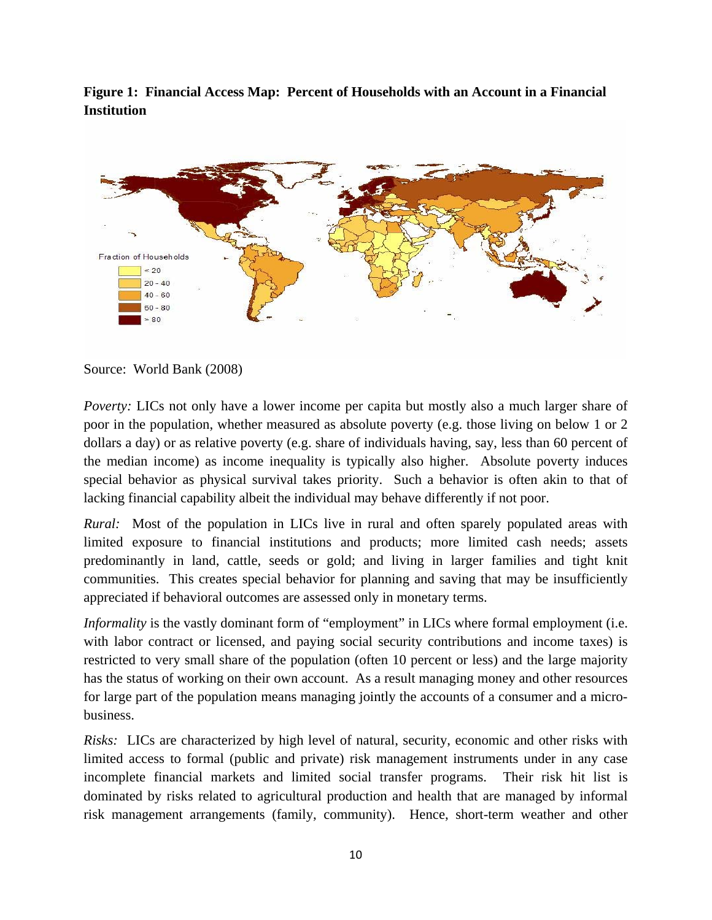**Figure 1: Financial Access Map: Percent of Households with an Account in a Financial Institution**

Source: World Bank (2008)

*Poverty:* LICs not only have a lower income per capita but mostly also a much larger share of poor in the population, whether measured as absolute poverty (e.g. those living on below 1 or 2 dollars a day) or as relative poverty (e.g. share of individuals having, say, less than 60 percent of the median income) as income inequality is typically also higher. Absolute poverty induces special behavior as physical survival takes priority. Such a behavior is often akin to that of lacking financial capability albeit the individual may behave differently if not poor.

*Rural:* Most of the population in LICs live in rural and often sparely populated areas with limited exposure to financial institutions and products; more limited cash needs; assets predominantly in land, cattle, seeds or gold; and living in larger families and tight knit communities. This creates special behavior for planning and saving that may be insufficiently appreciated if behavioral outcomes are assessed only in monetary terms.

*Informality* is the vastly dominant form of "employment" in LICs where formal employment (i.e. with labor contract or licensed, and paying social security contributions and income taxes) is restricted to very small share of the population (often 10 percent or less) and the large majority has the status of working on their own account. As a result managing money and other resources for large part of the population means managing jointly the accounts of a consumer and a micro-business.

*Risks:* LICs are characterized by high level of natural, security, economic and other risks with limited access to formal (public and private) risk management instruments under in any case incomplete financial markets and limited social transfer programs. Their risk hit list is dominated by risks related to agricultural production and health that are managed by informal risk management arrangements (family, community). Hence, short-term weather and other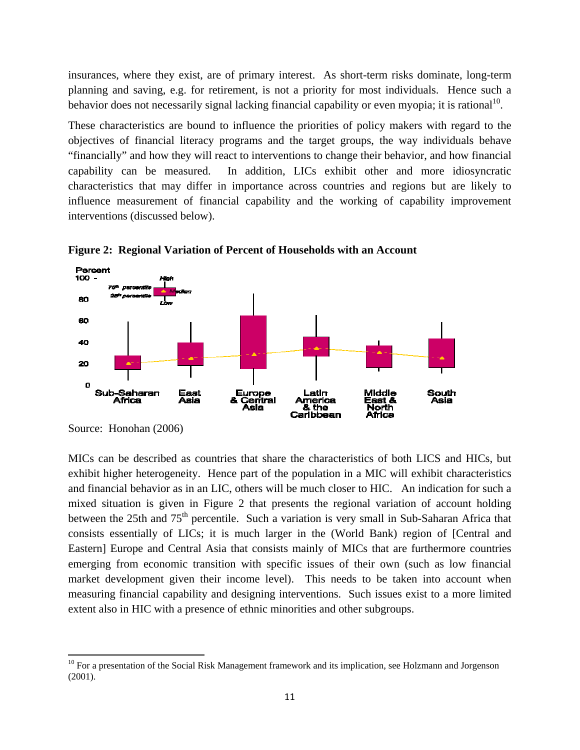insurances, where they exist, are of primary interest. As short-term risks dominate, long-term planning and saving, e.g. for retirement, is not a priority for most individuals. Hence such a behavior does not necessarily signal lacking financial capability or even myopia; it is rational[10].

These characteristics are bound to influence the priorities of policy makers with regard to the objectives of financial literacy programs and the target groups, the way individuals behave "financially" and how they will react to interventions to change their behavior, and how financial capability can be measured. In addition, LICs exhibit other and more idiosyncratic characteristics that may differ in importance across countries and regions but are likely to influence measurement of financial capability and the working of capability improvement interventions (discussed below).

**Figure 2: Regional Variation of Percent of Households with an Account**

Source: Honohan (2006)

MICs can be described as countries that share the characteristics of both LICS and HICs, but exhibit higher heterogeneity. Hence part of the population in a MIC will exhibit characteristics and financial behavior as in an LIC, others will be much closer to HIC. An indication for such a mixed situation is given in Figure 2 that presents the regional variation of account holding between the 25th and 75th percentile. Such a variation is very small in Sub-Saharan Africa that consists essentially of LICs; it is much larger in the (World Bank) region of [Central and Eastern] Europe and Central Asia that consists mainly of MICs that are furthermore countries emerging from economic transition with specific issues of their own (such as low financial market development given their income level). This needs to be taken into account when measuring financial capability and designing interventions. Such issues exist to a more limited extent also in HIC with a presence of ethnic minorities and other subgroups.

[10] For a presentation of the Social Risk Management framework and its implication, see Holzmann and Jorgenson (2001).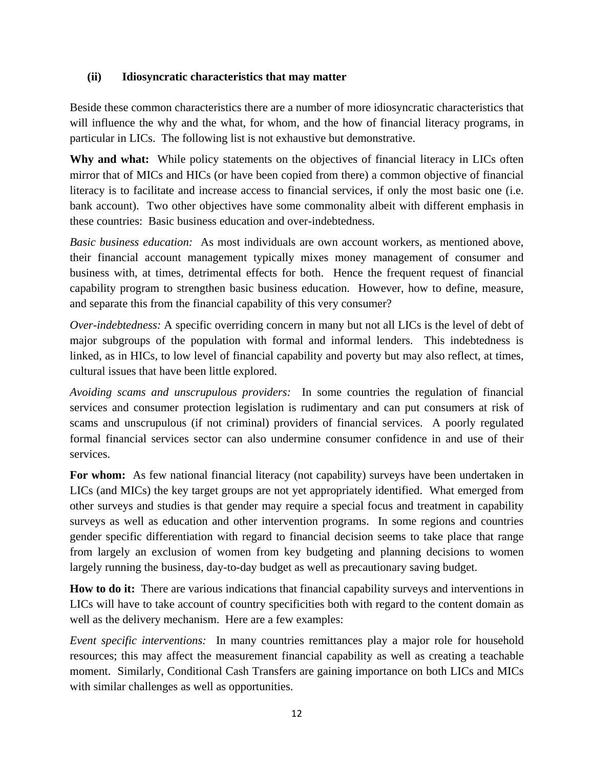### (ii) Idiosyncratic characteristics that may matter

Beside these common characteristics there are a number of more idiosyncratic characteristics that will influence the why and the what, for whom, and the how of financial literacy programs, in particular in LICs. The following list is not exhaustive but demonstrative.

**Why and what:** While policy statements on the objectives of financial literacy in LICs often mirror that of MICs and HICs (or have been copied from there) a common objective of financial literacy is to facilitate and increase access to financial services, if only the most basic one (i.e. bank account). Two other objectives have some commonality albeit with different emphasis in these countries: Basic business education and over-indebtedness.

*Basic business education:* As most individuals are own account workers, as mentioned above, their financial account management typically mixes money management of consumer and business with, at times, detrimental effects for both. Hence the frequent request of financial capability program to strengthen basic business education. However, how to define, measure, and separate this from the financial capability of this very consumer?

*Over-indebtedness:* A specific overriding concern in many but not all LICs is the level of debt of major subgroups of the population with formal and informal lenders. This indebtedness is linked, as in HICs, to low level of financial capability and poverty but may also reflect, at times, cultural issues that have been little explored.

*Avoiding scams and unscrupulous providers:* In some countries the regulation of financial services and consumer protection legislation is rudimentary and can put consumers at risk of scams and unscrupulous (if not criminal) providers of financial services. A poorly regulated formal financial services sector can also undermine consumer confidence in and use of their services.

**For whom:** As few national financial literacy (not capability) surveys have been undertaken in LICs (and MICs) the key target groups are not yet appropriately identified. What emerged from other surveys and studies is that gender may require a special focus and treatment in capability surveys as well as education and other intervention programs. In some regions and countries gender specific differentiation with regard to financial decision seems to take place that range from largely an exclusion of women from key budgeting and planning decisions to women largely running the business, day-to-day budget as well as precautionary saving budget.

**How to do it:** There are various indications that financial capability surveys and interventions in LICs will have to take account of country specificities both with regard to the content domain as well as the delivery mechanism. Here are a few examples:

*Event specific interventions:* In many countries remittances play a major role for household resources; this may affect the measurement financial capability as well as creating a teachable moment. Similarly, Conditional Cash Transfers are gaining importance on both LICs and MICs with similar challenges as well as opportunities.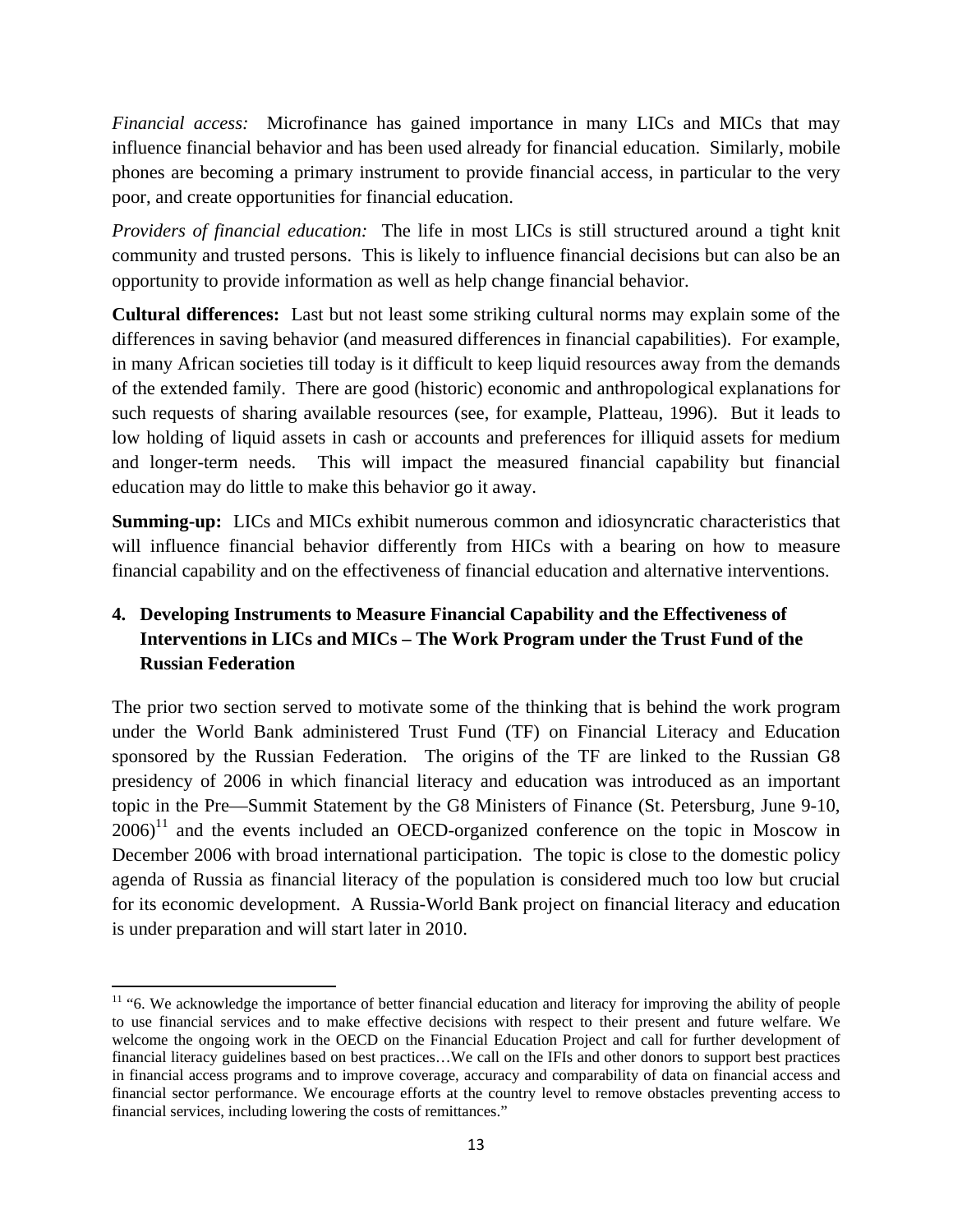*Financial access:* Microfinance has gained importance in many LICs and MICs that may influence financial behavior and has been used already for financial education. Similarly, mobile phones are becoming a primary instrument to provide financial access, in particular to the very poor, and create opportunities for financial education.

*Providers of financial education:* The life in most LICs is still structured around a tight knit community and trusted persons. This is likely to influence financial decisions but can also be an opportunity to provide information as well as help change financial behavior.

**Cultural differences:** Last but not least some striking cultural norms may explain some of the differences in saving behavior (and measured differences in financial capabilities). For example, in many African societies till today is it difficult to keep liquid resources away from the demands of the extended family. There are good (historic) economic and anthropological explanations for such requests of sharing available resources (see, for example, Platteau, 1996). But it leads to low holding of liquid assets in cash or accounts and preferences for illiquid assets for medium and longer-term needs. This will impact the measured financial capability but financial education may do little to make this behavior go it away.

**Summing-up:** LICs and MICs exhibit numerous common and idiosyncratic characteristics that will influence financial behavior differently from HICs with a bearing on how to measure financial capability and on the effectiveness of financial education and alternative interventions.

## 4. Developing Instruments to Measure Financial Capability and the Effectiveness of Interventions in LICs and MICs – The Work Program under the Trust Fund of the Russian Federation

The prior two section served to motivate some of the thinking that is behind the work program under the World Bank administered Trust Fund (TF) on Financial Literacy and Education sponsored by the Russian Federation. The origins of the TF are linked to the Russian G8 presidency of 2006 in which financial literacy and education was introduced as an important topic in the Pre—Summit Statement by the G8 Ministers of Finance (St. Petersburg, June 9-10, 2006)[11] and the events included an OECD-organized conference on the topic in Moscow in December 2006 with broad international participation. The topic is close to the domestic policy agenda of Russia as financial literacy of the population is considered much too low but crucial for its economic development. A Russia-World Bank project on financial literacy and education is under preparation and will start later in 2010.

[11] "6. We acknowledge the importance of better financial education and literacy for improving the ability of people to use financial services and to make effective decisions with respect to their present and future welfare. We welcome the ongoing work in the OECD on the Financial Education Project and call for further development of financial literacy guidelines based on best practices…We call on the IFIs and other donors to support best practices in financial access programs and to improve coverage, accuracy and comparability of data on financial access and financial sector performance. We encourage efforts at the country level to remove obstacles preventing access to financial services, including lowering the costs of remittances."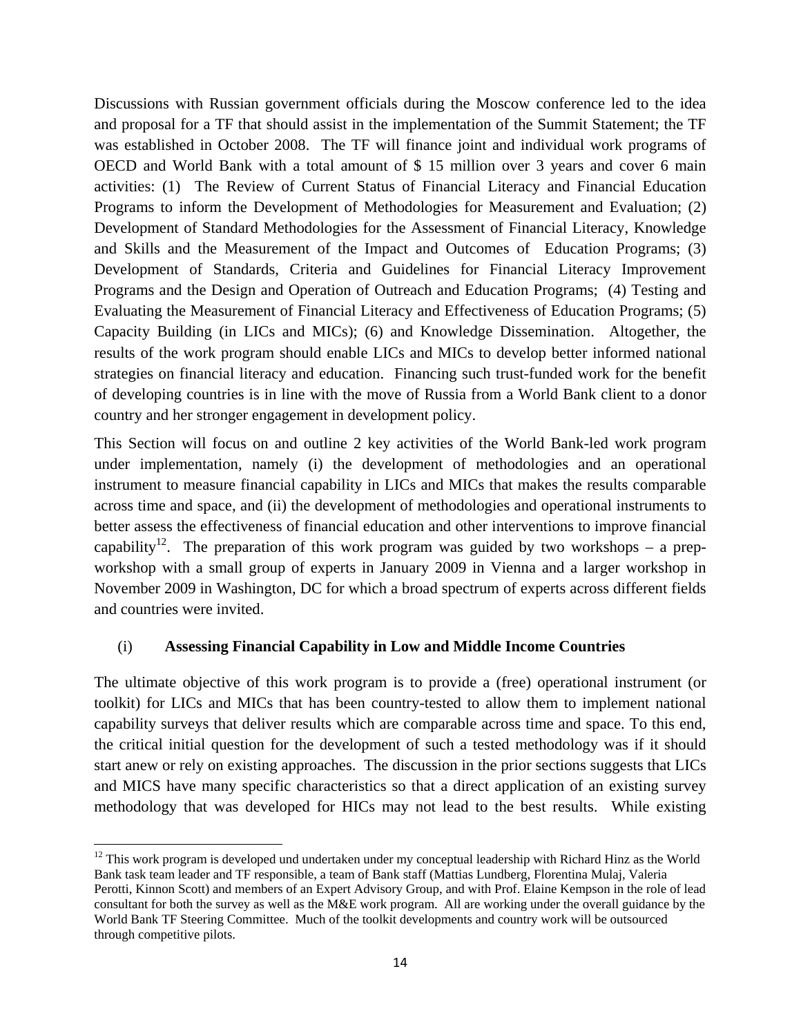Discussions with Russian government officials during the Moscow conference led to the idea and proposal for a TF that should assist in the implementation of the Summit Statement; the TF was established in October 2008. The TF will finance joint and individual work programs of OECD and World Bank with a total amount of $ 15 million over 3 years and cover 6 main activities: (1) The Review of Current Status of Financial Literacy and Financial Education Programs to inform the Development of Methodologies for Measurement and Evaluation; (2) Development of Standard Methodologies for the Assessment of Financial Literacy, Knowledge and Skills and the Measurement of the Impact and Outcomes of Education Programs; (3) Development of Standards, Criteria and Guidelines for Financial Literacy Improvement Programs and the Design and Operation of Outreach and Education Programs; (4) Testing and Evaluating the Measurement of Financial Literacy and Effectiveness of Education Programs; (5) Capacity Building (in LICs and MICs); (6) and Knowledge Dissemination. Altogether, the results of the work program should enable LICs and MICs to develop better informed national strategies on financial literacy and education. Financing such trust-funded work for the benefit of developing countries is in line with the move of Russia from a World Bank client to a donor country and her stronger engagement in development policy.

This Section will focus on and outline 2 key activities of the World Bank-led work program under implementation, namely (i) the development of methodologies and an operational instrument to measure financial capability in LICs and MICs that makes the results comparable across time and space, and (ii) the development of methodologies and operational instruments to better assess the effectiveness of financial education and other interventions to improve financial capability[12]. The preparation of this work program was guided by two workshops – a prep-workshop with a small group of experts in January 2009 in Vienna and a larger workshop in November 2009 in Washington, DC for which a broad spectrum of experts across different fields and countries were invited.

### (i) Assessing Financial Capability in Low and Middle Income Countries

The ultimate objective of this work program is to provide a (free) operational instrument (or toolkit) for LICs and MICs that has been country-tested to allow them to implement national capability surveys that deliver results which are comparable across time and space. To this end, the critical initial question for the development of such a tested methodology was if it should start anew or rely on existing approaches. The discussion in the prior sections suggests that LICs and MICS have many specific characteristics so that a direct application of an existing survey methodology that was developed for HICs may not lead to the best results. While existing

[12] This work program is developed und undertaken under my conceptual leadership with Richard Hinz as the World Bank task team leader and TF responsible, a team of Bank staff (Mattias Lundberg, Florentina Mulaj, Valeria Perotti, Kinnon Scott) and members of an Expert Advisory Group, and with Prof. Elaine Kempson in the role of lead consultant for both the survey as well as the M&E work program. All are working under the overall guidance by the World Bank TF Steering Committee. Much of the toolkit developments and country work will be outsourced through competitive pilots.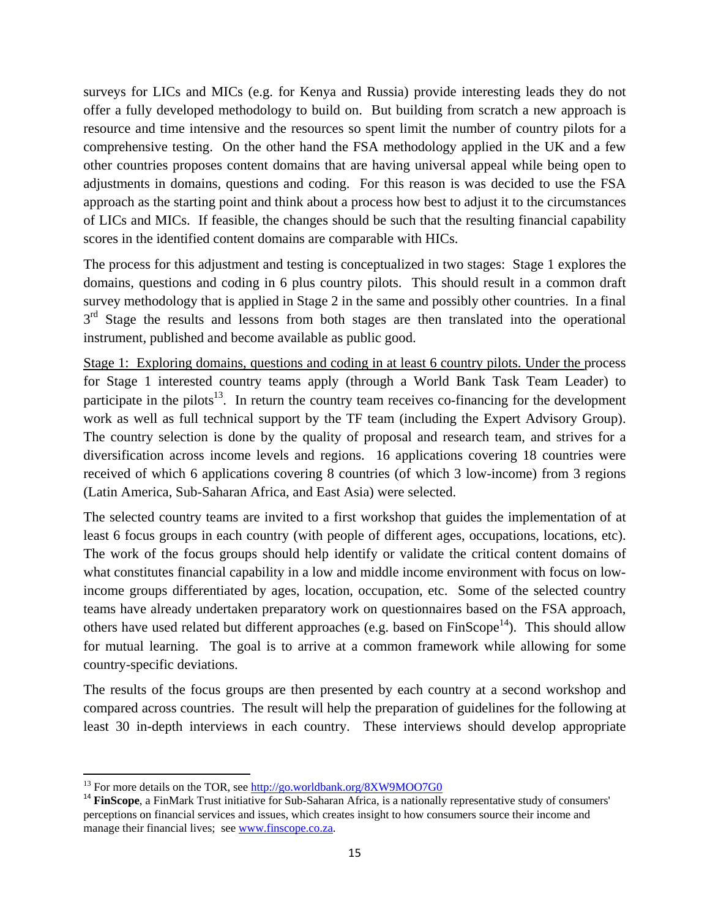surveys for LICs and MICs (e.g. for Kenya and Russia) provide interesting leads they do not offer a fully developed methodology to build on. But building from scratch a new approach is resource and time intensive and the resources so spent limit the number of country pilots for a comprehensive testing. On the other hand the FSA methodology applied in the UK and a few other countries proposes content domains that are having universal appeal while being open to adjustments in domains, questions and coding. For this reason is was decided to use the FSA approach as the starting point and think about a process how best to adjust it to the circumstances of LICs and MICs. If feasible, the changes should be such that the resulting financial capability scores in the identified content domains are comparable with HICs.

The process for this adjustment and testing is conceptualized in two stages: Stage 1 explores the domains, questions and coding in 6 plus country pilots. This should result in a common draft survey methodology that is applied in Stage 2 in the same and possibly other countries. In a final 3rd Stage the results and lessons from both stages are then translated into the operational instrument, published and become available as public good.

Stage 1: Exploring domains, questions and coding in at least 6 country pilots. Under the process for Stage 1 interested country teams apply (through a World Bank Task Team Leader) to participate in the pilots[13]. In return the country team receives co-financing for the development work as well as full technical support by the TF team (including the Expert Advisory Group). The country selection is done by the quality of proposal and research team, and strives for a diversification across income levels and regions. 16 applications covering 18 countries were received of which 6 applications covering 8 countries (of which 3 low-income) from 3 regions (Latin America, Sub-Saharan Africa, and East Asia) were selected.

The selected country teams are invited to a first workshop that guides the implementation of at least 6 focus groups in each country (with people of different ages, occupations, locations, etc). The work of the focus groups should help identify or validate the critical content domains of what constitutes financial capability in a low and middle income environment with focus on low-income groups differentiated by ages, location, occupation, etc. Some of the selected country teams have already undertaken preparatory work on questionnaires based on the FSA approach, others have used related but different approaches (e.g. based on FinScope[14]). This should allow for mutual learning. The goal is to arrive at a common framework while allowing for some country-specific deviations.

The results of the focus groups are then presented by each country at a second workshop and compared across countries. The result will help the preparation of guidelines for the following at least 30 in-depth interviews in each country. These interviews should develop appropriate

---

[13] For more details on the TOR, see http://go.worldbank.org/8XW9MOO7G0

[14] **FinScope**, a FinMark Trust initiative for Sub-Saharan Africa, is a nationally representative study of consumers' perceptions on financial services and issues, which creates insight to how consumers source their income and manage their financial lives; see www.finscope.co.za.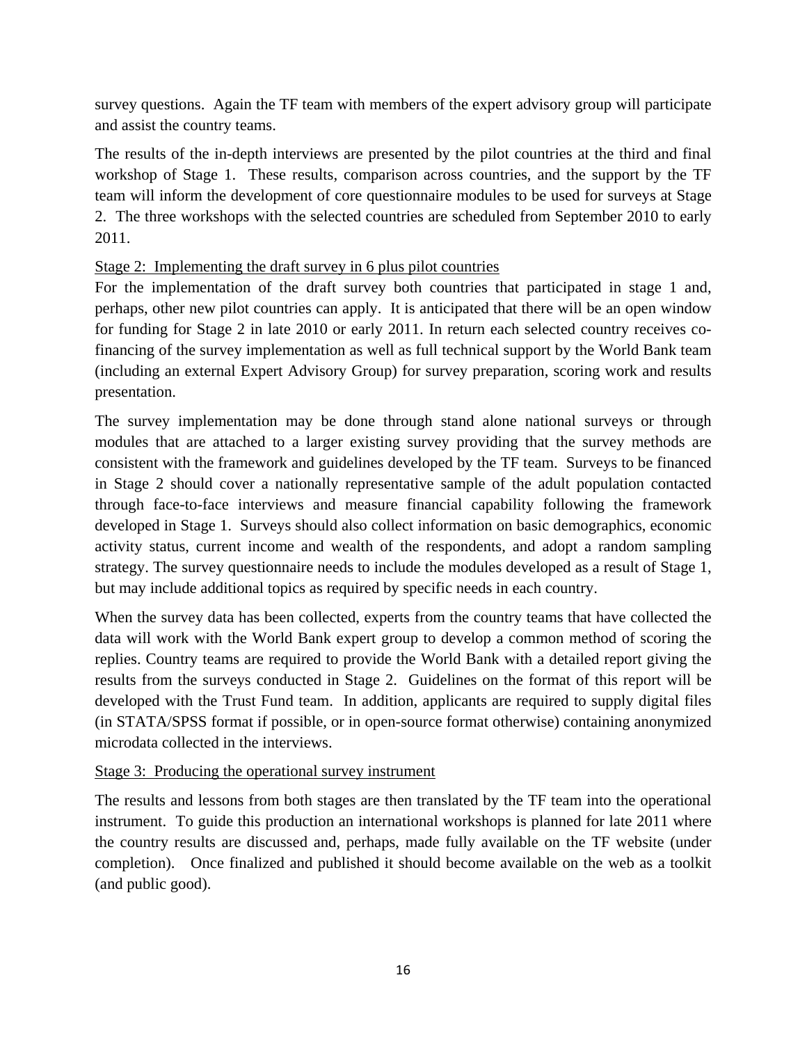survey questions. Again the TF team with members of the expert advisory group will participate and assist the country teams.

The results of the in-depth interviews are presented by the pilot countries at the third and final workshop of Stage 1. These results, comparison across countries, and the support by the TF team will inform the development of core questionnaire modules to be used for surveys at Stage 2. The three workshops with the selected countries are scheduled from September 2010 to early 2011.

<u>Stage 2: Implementing the draft survey in 6 plus pilot countries</u>

For the implementation of the draft survey both countries that participated in stage 1 and, perhaps, other new pilot countries can apply. It is anticipated that there will be an open window for funding for Stage 2 in late 2010 or early 2011. In return each selected country receives co-financing of the survey implementation as well as full technical support by the World Bank team (including an external Expert Advisory Group) for survey preparation, scoring work and results presentation.

The survey implementation may be done through stand alone national surveys or through modules that are attached to a larger existing survey providing that the survey methods are consistent with the framework and guidelines developed by the TF team. Surveys to be financed in Stage 2 should cover a nationally representative sample of the adult population contacted through face-to-face interviews and measure financial capability following the framework developed in Stage 1. Surveys should also collect information on basic demographics, economic activity status, current income and wealth of the respondents, and adopt a random sampling strategy. The survey questionnaire needs to include the modules developed as a result of Stage 1, but may include additional topics as required by specific needs in each country.

When the survey data has been collected, experts from the country teams that have collected the data will work with the World Bank expert group to develop a common method of scoring the replies. Country teams are required to provide the World Bank with a detailed report giving the results from the surveys conducted in Stage 2. Guidelines on the format of this report will be developed with the Trust Fund team. In addition, applicants are required to supply digital files (in STATA/SPSS format if possible, or in open-source format otherwise) containing anonymized microdata collected in the interviews.

<u>Stage 3: Producing the operational survey instrument</u>

The results and lessons from both stages are then translated by the TF team into the operational instrument. To guide this production an international workshops is planned for late 2011 where the country results are discussed and, perhaps, made fully available on the TF website (under completion). Once finalized and published it should become available on the web as a toolkit (and public good).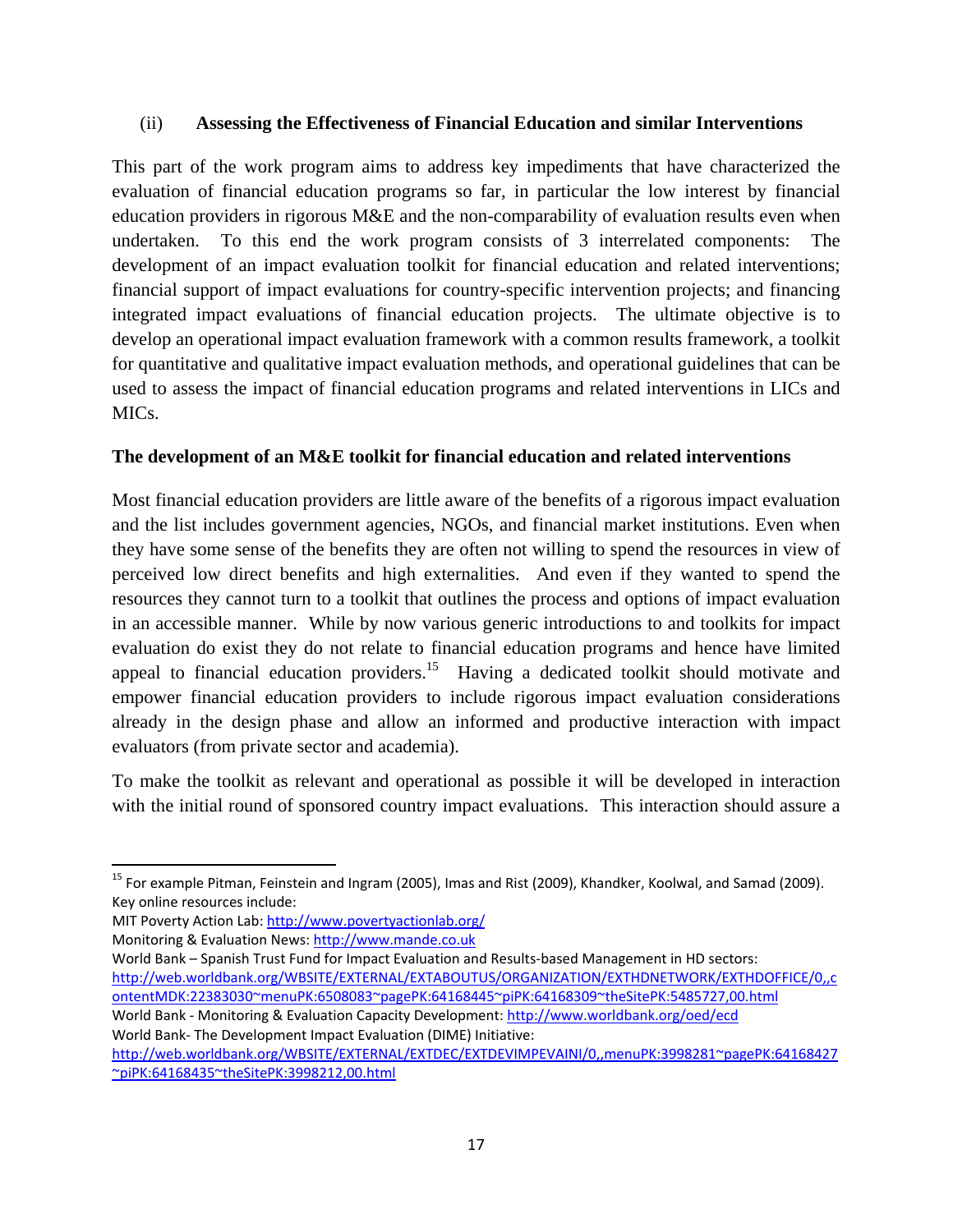### (ii) Assessing the Effectiveness of Financial Education and similar Interventions

This part of the work program aims to address key impediments that have characterized the evaluation of financial education programs so far, in particular the low interest by financial education providers in rigorous M&E and the non-comparability of evaluation results even when undertaken. To this end the work program consists of 3 interrelated components: The development of an impact evaluation toolkit for financial education and related interventions; financial support of impact evaluations for country-specific intervention projects; and financing integrated impact evaluations of financial education projects. The ultimate objective is to develop an operational impact evaluation framework with a common results framework, a toolkit for quantitative and qualitative impact evaluation methods, and operational guidelines that can be used to assess the impact of financial education programs and related interventions in LICs and MICs.

#### The development of an M&E toolkit for financial education and related interventions

Most financial education providers are little aware of the benefits of a rigorous impact evaluation and the list includes government agencies, NGOs, and financial market institutions. Even when they have some sense of the benefits they are often not willing to spend the resources in view of perceived low direct benefits and high externalities. And even if they wanted to spend the resources they cannot turn to a toolkit that outlines the process and options of impact evaluation in an accessible manner. While by now various generic introductions to and toolkits for impact evaluation do exist they do not relate to financial education programs and hence have limited appeal to financial education providers.[15] Having a dedicated toolkit should motivate and empower financial education providers to include rigorous impact evaluation considerations already in the design phase and allow an informed and productive interaction with impact evaluators (from private sector and academia).

To make the toolkit as relevant and operational as possible it will be developed in interaction with the initial round of sponsored country impact evaluations. This interaction should assure a

---

[15] For example Pitman, Feinstein and Ingram (2005), Imas and Rist (2009), Khandker, Koolwal, and Samad (2009). Key online resources include:

MIT Poverty Action Lab: http://www.povertyactionlab.org/

Monitoring & Evaluation News: http://www.mande.co.uk

World Bank – Spanish Trust Fund for Impact Evaluation and Results-based Management in HD sectors: http://web.worldbank.org/WBSITE/EXTERNAL/EXTABOUTUS/ORGANIZATION/EXTHDNETWORK/EXTHDOFFICE/0,,contentMDK:22383030~menuPK:6508083~pagePK:64168445~piPK:64168309~theSitePK:5485727,00.html

World Bank - Monitoring & Evaluation Capacity Development: http://www.worldbank.org/oed/ecd

World Bank- The Development Impact Evaluation (DIME) Initiative: http://web.worldbank.org/WBSITE/EXTERNAL/EXTDEC/EXTDEVIMPEVAINI/0,,menuPK:3998281~pagePK:64168427~piPK:64168435~theSitePK:3998212,00.html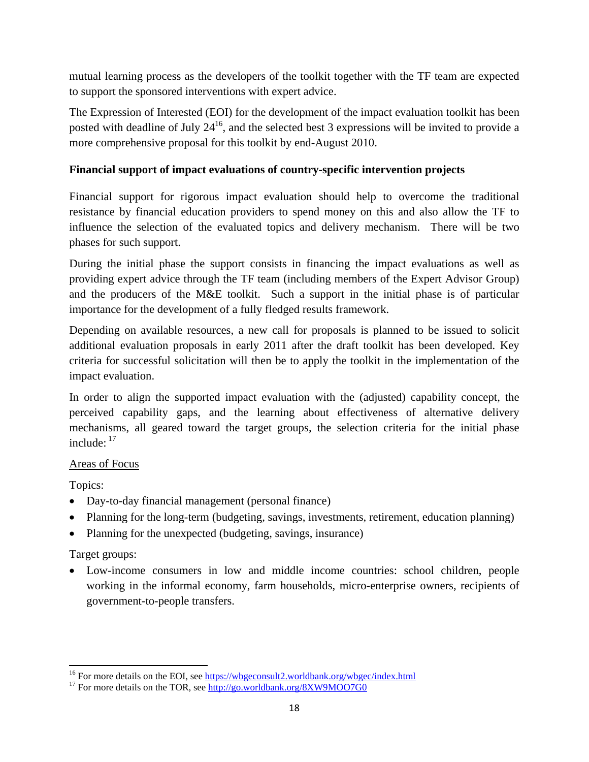mutual learning process as the developers of the toolkit together with the TF team are expected to support the sponsored interventions with expert advice.

The Expression of Interested (EOI) for the development of the impact evaluation toolkit has been posted with deadline of July 24[16], and the selected best 3 expressions will be invited to provide a more comprehensive proposal for this toolkit by end-August 2010.

**Financial support of impact evaluations of country-specific intervention projects**

Financial support for rigorous impact evaluation should help to overcome the traditional resistance by financial education providers to spend money on this and also allow the TF to influence the selection of the evaluated topics and delivery mechanism. There will be two phases for such support.

During the initial phase the support consists in financing the impact evaluations as well as providing expert advice through the TF team (including members of the Expert Advisor Group) and the producers of the M&E toolkit. Such a support in the initial phase is of particular importance for the development of a fully fledged results framework.

Depending on available resources, a new call for proposals is planned to be issued to solicit additional evaluation proposals in early 2011 after the draft toolkit has been developed. Key criteria for successful solicitation will then be to apply the toolkit in the implementation of the impact evaluation.

In order to align the supported impact evaluation with the (adjusted) capability concept, the perceived capability gaps, and the learning about effectiveness of alternative delivery mechanisms, all geared toward the target groups, the selection criteria for the initial phase include: [17]

Areas of Focus

Topics:

- Day-to-day financial management (personal finance)
- Planning for the long-term (budgeting, savings, investments, retirement, education planning)
- Planning for the unexpected (budgeting, savings, insurance)

Target groups:

- Low-income consumers in low and middle income countries: school children, people working in the informal economy, farm households, micro-enterprise owners, recipients of government-to-people transfers.

---

[16] For more details on the EOI, see https://wbgeconsult2.worldbank.org/wbgec/index.html

[17] For more details on the TOR, see http://go.worldbank.org/8XW9MOO7G0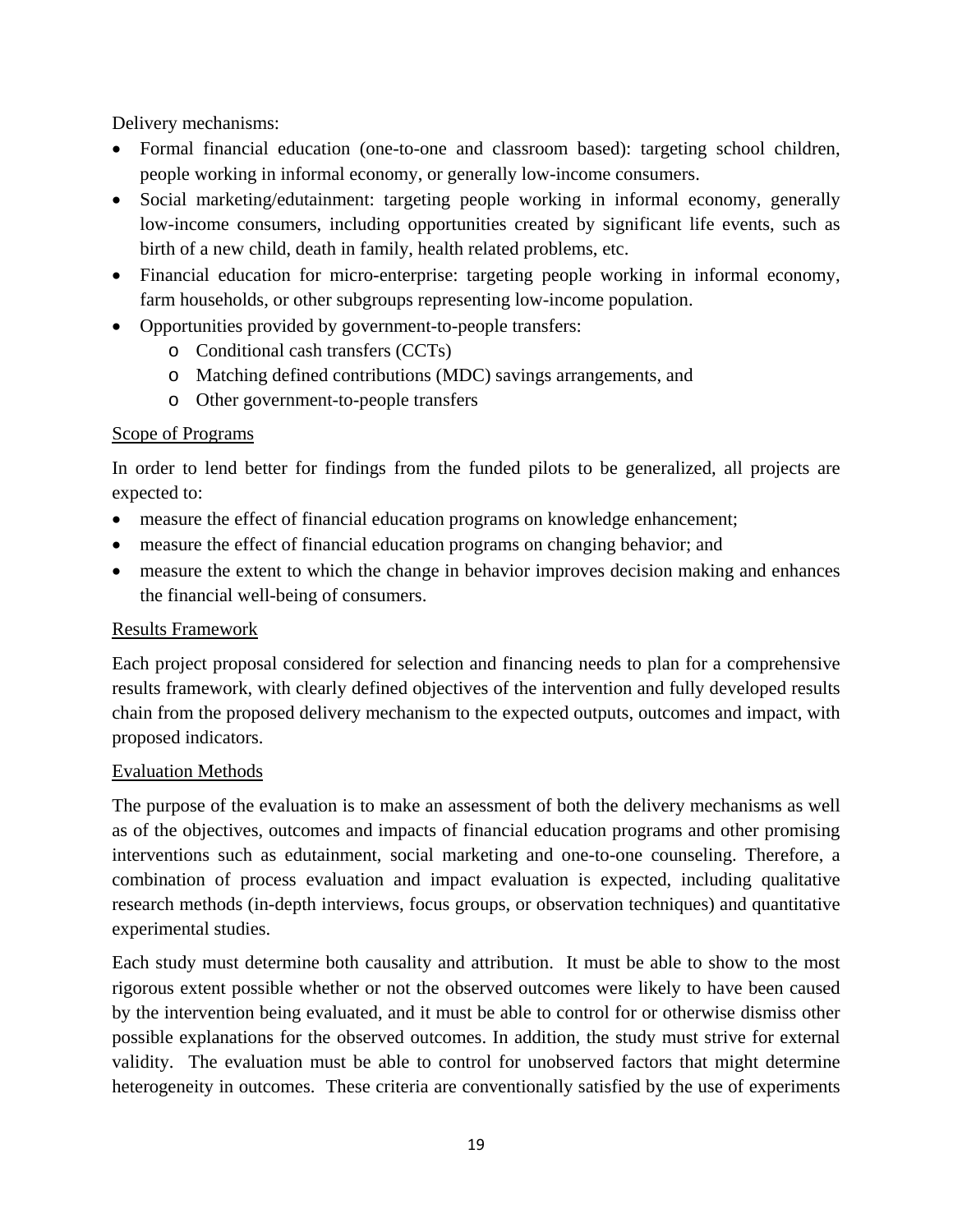Delivery mechanisms:

- Formal financial education (one-to-one and classroom based): targeting school children, people working in informal economy, or generally low-income consumers.
- Social marketing/edutainment: targeting people working in informal economy, generally low-income consumers, including opportunities created by significant life events, such as birth of a new child, death in family, health related problems, etc.
- Financial education for micro-enterprise: targeting people working in informal economy, farm households, or other subgroups representing low-income population.
- Opportunities provided by government-to-people transfers:
  - Conditional cash transfers (CCTs)
  - Matching defined contributions (MDC) savings arrangements, and
  - Other government-to-people transfers

<u>Scope of Programs</u>

In order to lend better for findings from the funded pilots to be generalized, all projects are expected to:

- measure the effect of financial education programs on knowledge enhancement;
- measure the effect of financial education programs on changing behavior; and
- measure the extent to which the change in behavior improves decision making and enhances the financial well-being of consumers.

<u>Results Framework</u>

Each project proposal considered for selection and financing needs to plan for a comprehensive results framework, with clearly defined objectives of the intervention and fully developed results chain from the proposed delivery mechanism to the expected outputs, outcomes and impact, with proposed indicators.

<u>Evaluation Methods</u>

The purpose of the evaluation is to make an assessment of both the delivery mechanisms as well as of the objectives, outcomes and impacts of financial education programs and other promising interventions such as edutainment, social marketing and one-to-one counseling. Therefore, a combination of process evaluation and impact evaluation is expected, including qualitative research methods (in-depth interviews, focus groups, or observation techniques) and quantitative experimental studies.

Each study must determine both causality and attribution. It must be able to show to the most rigorous extent possible whether or not the observed outcomes were likely to have been caused by the intervention being evaluated, and it must be able to control for or otherwise dismiss other possible explanations for the observed outcomes. In addition, the study must strive for external validity. The evaluation must be able to control for unobserved factors that might determine heterogeneity in outcomes. These criteria are conventionally satisfied by the use of experiments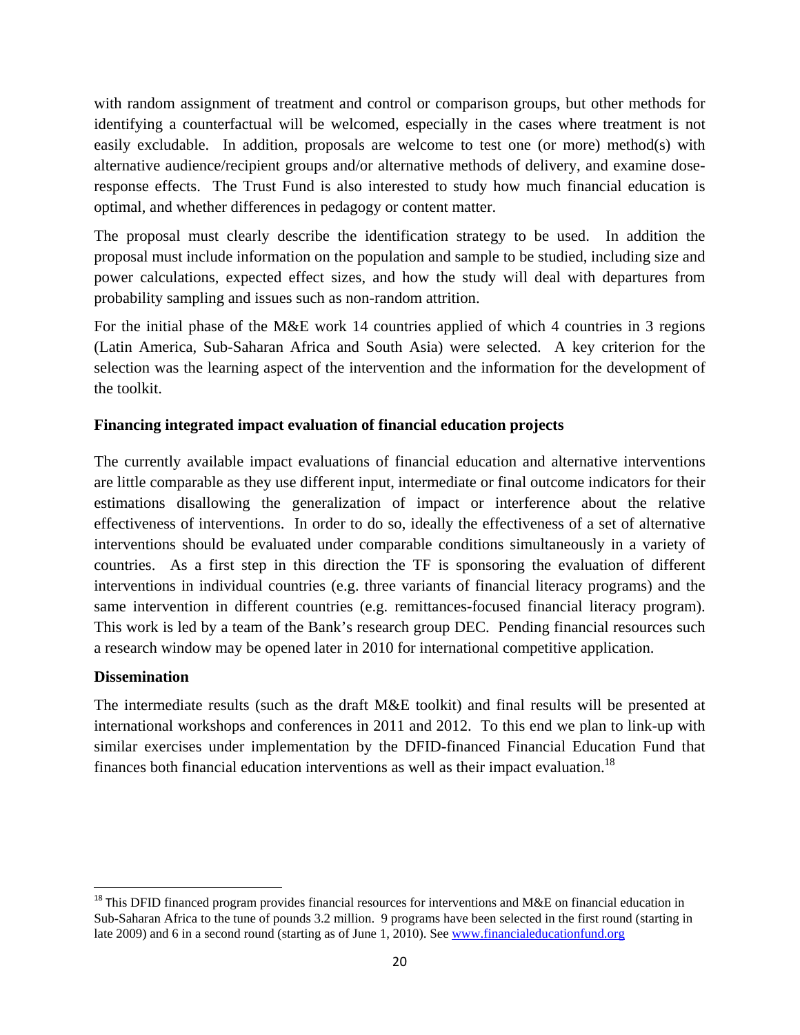with random assignment of treatment and control or comparison groups, but other methods for identifying a counterfactual will be welcomed, especially in the cases where treatment is not easily excludable. In addition, proposals are welcome to test one (or more) method(s) with alternative audience/recipient groups and/or alternative methods of delivery, and examine dose-response effects. The Trust Fund is also interested to study how much financial education is optimal, and whether differences in pedagogy or content matter.

The proposal must clearly describe the identification strategy to be used. In addition the proposal must include information on the population and sample to be studied, including size and power calculations, expected effect sizes, and how the study will deal with departures from probability sampling and issues such as non-random attrition.

For the initial phase of the M&E work 14 countries applied of which 4 countries in 3 regions (Latin America, Sub-Saharan Africa and South Asia) were selected. A key criterion for the selection was the learning aspect of the intervention and the information for the development of the toolkit.

**Financing integrated impact evaluation of financial education projects**

The currently available impact evaluations of financial education and alternative interventions are little comparable as they use different input, intermediate or final outcome indicators for their estimations disallowing the generalization of impact or interference about the relative effectiveness of interventions. In order to do so, ideally the effectiveness of a set of alternative interventions should be evaluated under comparable conditions simultaneously in a variety of countries. As a first step in this direction the TF is sponsoring the evaluation of different interventions in individual countries (e.g. three variants of financial literacy programs) and the same intervention in different countries (e.g. remittances-focused financial literacy program). This work is led by a team of the Bank's research group DEC. Pending financial resources such a research window may be opened later in 2010 for international competitive application.

**Dissemination**

The intermediate results (such as the draft M&E toolkit) and final results will be presented at international workshops and conferences in 2011 and 2012. To this end we plan to link-up with similar exercises under implementation by the DFID-financed Financial Education Fund that finances both financial education interventions as well as their impact evaluation.[18]

---

[18] This DFID financed program provides financial resources for interventions and M&E on financial education in Sub-Saharan Africa to the tune of pounds 3.2 million. 9 programs have been selected in the first round (starting in late 2009) and 6 in a second round (starting as of June 1, 2010). See www.financialeducationfund.org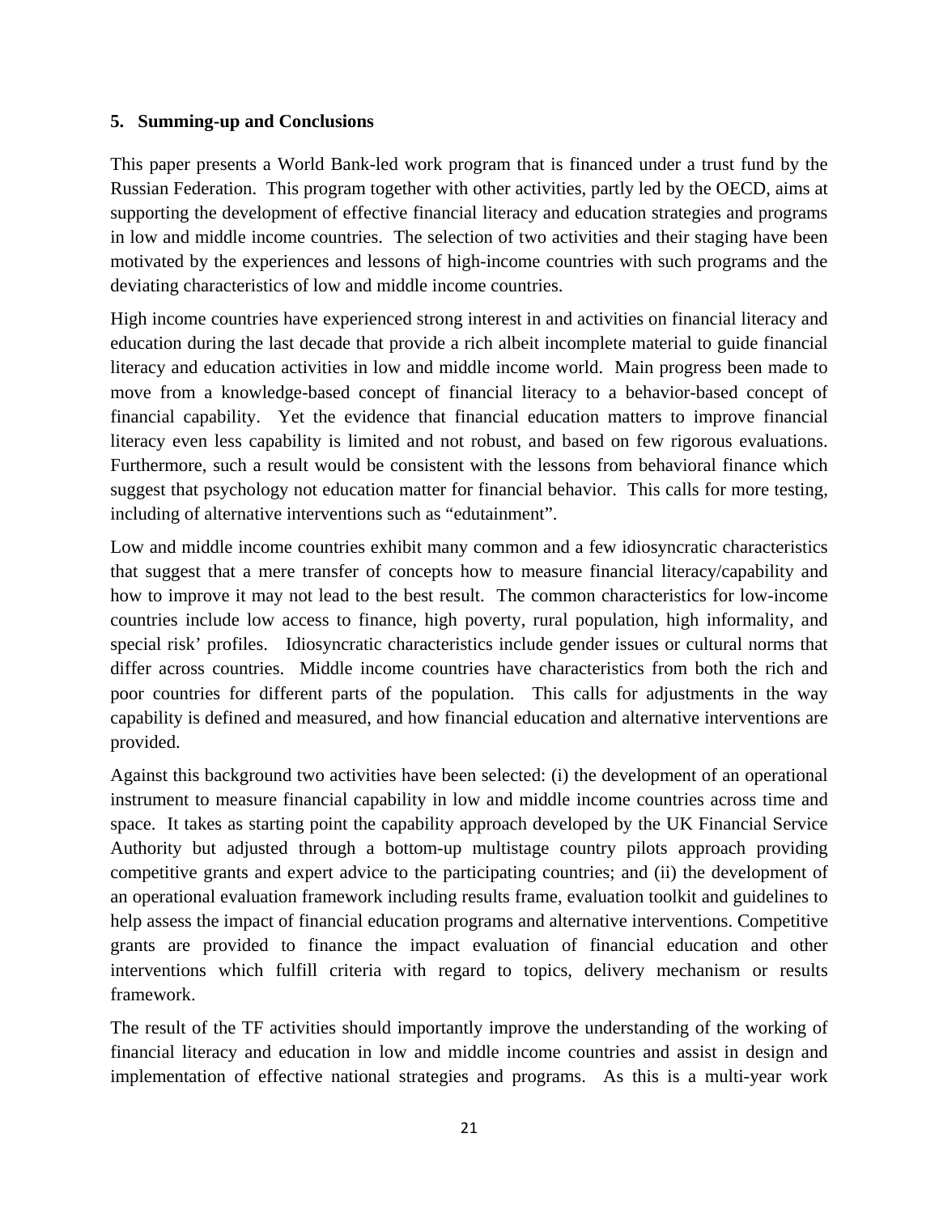## 5. Summing-up and Conclusions

This paper presents a World Bank-led work program that is financed under a trust fund by the Russian Federation. This program together with other activities, partly led by the OECD, aims at supporting the development of effective financial literacy and education strategies and programs in low and middle income countries. The selection of two activities and their staging have been motivated by the experiences and lessons of high-income countries with such programs and the deviating characteristics of low and middle income countries.

High income countries have experienced strong interest in and activities on financial literacy and education during the last decade that provide a rich albeit incomplete material to guide financial literacy and education activities in low and middle income world. Main progress been made to move from a knowledge-based concept of financial literacy to a behavior-based concept of financial capability. Yet the evidence that financial education matters to improve financial literacy even less capability is limited and not robust, and based on few rigorous evaluations. Furthermore, such a result would be consistent with the lessons from behavioral finance which suggest that psychology not education matter for financial behavior. This calls for more testing, including of alternative interventions such as "edutainment".

Low and middle income countries exhibit many common and a few idiosyncratic characteristics that suggest that a mere transfer of concepts how to measure financial literacy/capability and how to improve it may not lead to the best result. The common characteristics for low-income countries include low access to finance, high poverty, rural population, high informality, and special risk' profiles. Idiosyncratic characteristics include gender issues or cultural norms that differ across countries. Middle income countries have characteristics from both the rich and poor countries for different parts of the population. This calls for adjustments in the way capability is defined and measured, and how financial education and alternative interventions are provided.

Against this background two activities have been selected: (i) the development of an operational instrument to measure financial capability in low and middle income countries across time and space. It takes as starting point the capability approach developed by the UK Financial Service Authority but adjusted through a bottom-up multistage country pilots approach providing competitive grants and expert advice to the participating countries; and (ii) the development of an operational evaluation framework including results frame, evaluation toolkit and guidelines to help assess the impact of financial education programs and alternative interventions. Competitive grants are provided to finance the impact evaluation of financial education and other interventions which fulfill criteria with regard to topics, delivery mechanism or results framework.

The result of the TF activities should importantly improve the understanding of the working of financial literacy and education in low and middle income countries and assist in design and implementation of effective national strategies and programs. As this is a multi-year work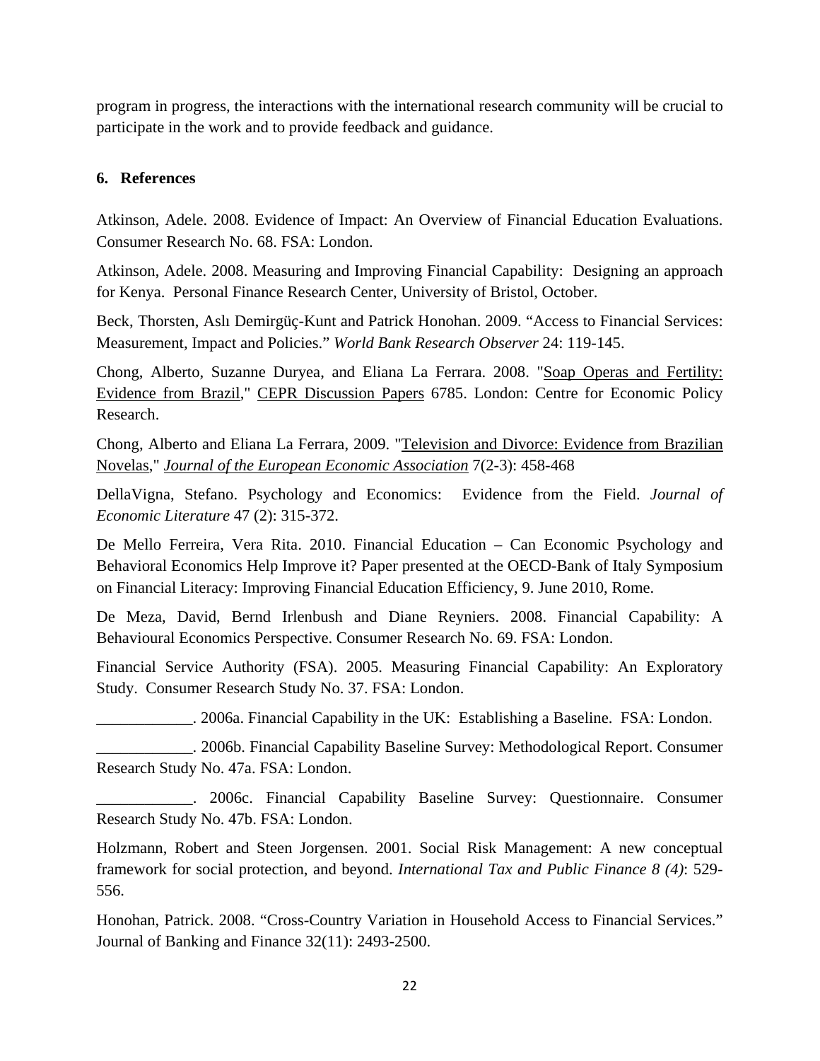program in progress, the interactions with the international research community will be crucial to participate in the work and to provide feedback and guidance.

## 6. References

Atkinson, Adele. 2008. Evidence of Impact: An Overview of Financial Education Evaluations. Consumer Research No. 68. FSA: London.

Atkinson, Adele. 2008. Measuring and Improving Financial Capability: Designing an approach for Kenya. Personal Finance Research Center, University of Bristol, October.

Beck, Thorsten, Aslı Demirgüç-Kunt and Patrick Honohan. 2009. "Access to Financial Services: Measurement, Impact and Policies." *World Bank Research Observer* 24: 119-145.

Chong, Alberto, Suzanne Duryea, and Eliana La Ferrara. 2008. "Soap Operas and Fertility: Evidence from Brazil," CEPR Discussion Papers 6785. London: Centre for Economic Policy Research.

Chong, Alberto and Eliana La Ferrara, 2009. "Television and Divorce: Evidence from Brazilian Novelas," *Journal of the European Economic Association* 7(2-3): 458-468

DellaVigna, Stefano. Psychology and Economics: Evidence from the Field. *Journal of Economic Literature* 47 (2): 315-372.

De Mello Ferreira, Vera Rita. 2010. Financial Education – Can Economic Psychology and Behavioral Economics Help Improve it? Paper presented at the OECD-Bank of Italy Symposium on Financial Literacy: Improving Financial Education Efficiency, 9. June 2010, Rome.

De Meza, David, Bernd Irlenbush and Diane Reyniers. 2008. Financial Capability: A Behavioural Economics Perspective. Consumer Research No. 69. FSA: London.

Financial Service Authority (FSA). 2005. Measuring Financial Capability: An Exploratory Study. Consumer Research Study No. 37. FSA: London.

____________. 2006a. Financial Capability in the UK: Establishing a Baseline. FSA: London.

____________. 2006b. Financial Capability Baseline Survey: Methodological Report. Consumer Research Study No. 47a. FSA: London.

____________. 2006c. Financial Capability Baseline Survey: Questionnaire. Consumer Research Study No. 47b. FSA: London.

Holzmann, Robert and Steen Jorgensen. 2001. Social Risk Management: A new conceptual framework for social protection, and beyond. *International Tax and Public Finance 8 (4)*: 529-556.

Honohan, Patrick. 2008. "Cross-Country Variation in Household Access to Financial Services." Journal of Banking and Finance 32(11): 2493-2500.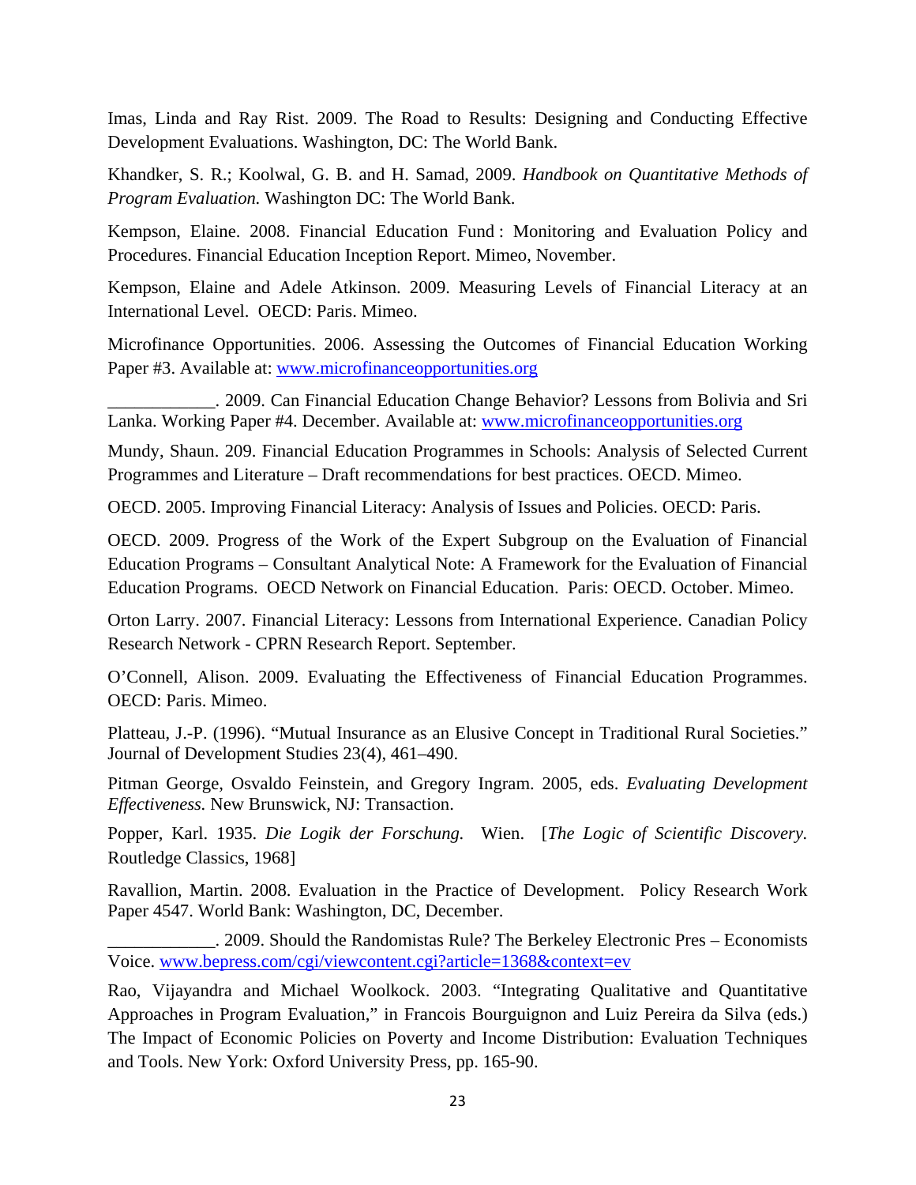Imas, Linda and Ray Rist. 2009. The Road to Results: Designing and Conducting Effective Development Evaluations. Washington, DC: The World Bank.

Khandker, S. R.; Koolwal, G. B. and H. Samad, 2009. *Handbook on Quantitative Methods of Program Evaluation.* Washington DC: The World Bank.

Kempson, Elaine. 2008. Financial Education Fund : Monitoring and Evaluation Policy and Procedures. Financial Education Inception Report. Mimeo, November.

Kempson, Elaine and Adele Atkinson. 2009. Measuring Levels of Financial Literacy at an International Level. OECD: Paris. Mimeo.

Microfinance Opportunities. 2006. Assessing the Outcomes of Financial Education Working Paper #3. Available at: www.microfinanceopportunities.org

____________. 2009. Can Financial Education Change Behavior? Lessons from Bolivia and Sri Lanka. Working Paper #4. December. Available at: www.microfinanceopportunities.org

Mundy, Shaun. 209. Financial Education Programmes in Schools: Analysis of Selected Current Programmes and Literature – Draft recommendations for best practices. OECD. Mimeo.

OECD. 2005. Improving Financial Literacy: Analysis of Issues and Policies. OECD: Paris.

OECD. 2009. Progress of the Work of the Expert Subgroup on the Evaluation of Financial Education Programs – Consultant Analytical Note: A Framework for the Evaluation of Financial Education Programs. OECD Network on Financial Education. Paris: OECD. October. Mimeo.

Orton Larry. 2007. Financial Literacy: Lessons from International Experience. Canadian Policy Research Network - CPRN Research Report. September.

O'Connell, Alison. 2009. Evaluating the Effectiveness of Financial Education Programmes. OECD: Paris. Mimeo.

Platteau, J.-P. (1996). "Mutual Insurance as an Elusive Concept in Traditional Rural Societies." Journal of Development Studies 23(4), 461–490.

Pitman George, Osvaldo Feinstein, and Gregory Ingram. 2005, eds. *Evaluating Development Effectiveness.* New Brunswick, NJ: Transaction.

Popper, Karl. 1935. *Die Logik der Forschung.* Wien. [*The Logic of Scientific Discovery.* Routledge Classics, 1968]

Ravallion, Martin. 2008. Evaluation in the Practice of Development. Policy Research Work Paper 4547. World Bank: Washington, DC, December.

____________. 2009. Should the Randomistas Rule? The Berkeley Electronic Pres – Economists Voice. www.bepress.com/cgi/viewcontent.cgi?article=1368&context=ev

Rao, Vijayandra and Michael Woolkock. 2003. "Integrating Qualitative and Quantitative Approaches in Program Evaluation," in Francois Bourguignon and Luiz Pereira da Silva (eds.) The Impact of Economic Policies on Poverty and Income Distribution: Evaluation Techniques and Tools. New York: Oxford University Press, pp. 165-90.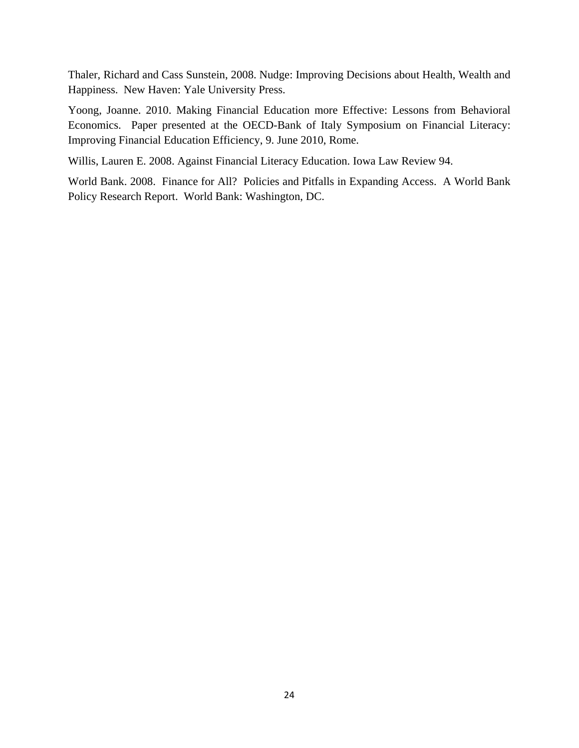Thaler, Richard and Cass Sunstein, 2008. Nudge: Improving Decisions about Health, Wealth and Happiness. New Haven: Yale University Press.

Yoong, Joanne. 2010. Making Financial Education more Effective: Lessons from Behavioral Economics. Paper presented at the OECD-Bank of Italy Symposium on Financial Literacy: Improving Financial Education Efficiency, 9. June 2010, Rome.

Willis, Lauren E. 2008. Against Financial Literacy Education. Iowa Law Review 94.

World Bank. 2008. Finance for All? Policies and Pitfalls in Expanding Access. A World Bank Policy Research Report. World Bank: Washington, DC.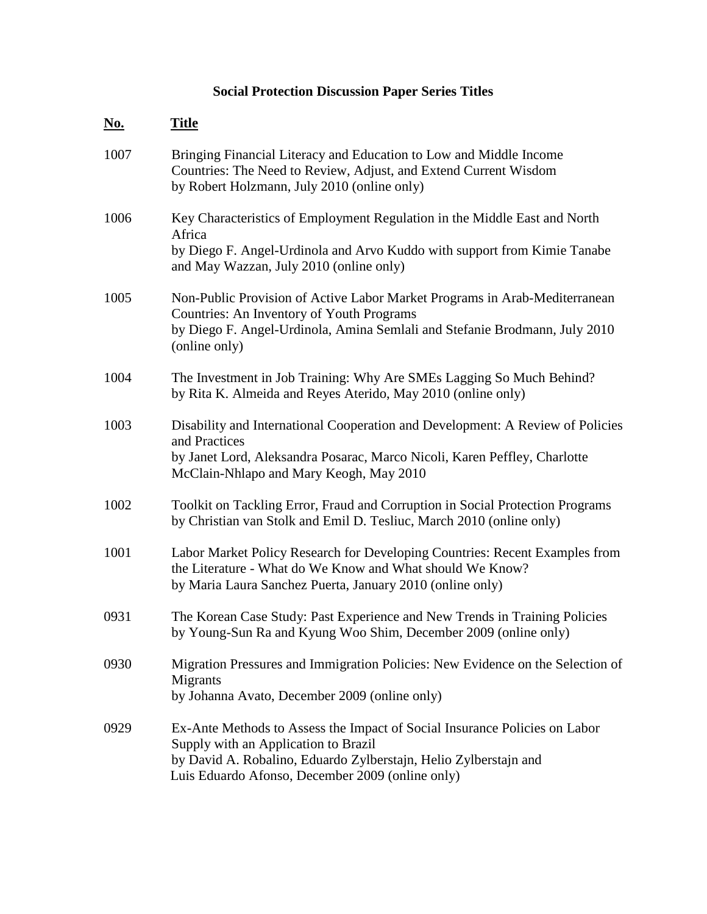## Social Protection Discussion Paper Series Titles

| No. | Title |
|---|---|
| 1007 | Bringing Financial Literacy and Education to Low and Middle Income Countries: The Need to Review, Adjust, and Extend Current Wisdom by Robert Holzmann, July 2010 (online only) |
| 1006 | Key Characteristics of Employment Regulation in the Middle East and North Africa by Diego F. Angel-Urdinola and Arvo Kuddo with support from Kimie Tanabe and May Wazzan, July 2010 (online only) |
| 1005 | Non-Public Provision of Active Labor Market Programs in Arab-Mediterranean Countries: An Inventory of Youth Programs by Diego F. Angel-Urdinola, Amina Semlali and Stefanie Brodmann, July 2010 (online only) |
| 1004 | The Investment in Job Training: Why Are SMEs Lagging So Much Behind? by Rita K. Almeida and Reyes Aterido, May 2010 (online only) |
| 1003 | Disability and International Cooperation and Development: A Review of Policies and Practices by Janet Lord, Aleksandra Posarac, Marco Nicoli, Karen Peffley, Charlotte McClain-Nhlapo and Mary Keogh, May 2010 |
| 1002 | Toolkit on Tackling Error, Fraud and Corruption in Social Protection Programs by Christian van Stolk and Emil D. Tesliuc, March 2010 (online only) |
| 1001 | Labor Market Policy Research for Developing Countries: Recent Examples from the Literature - What do We Know and What should We Know? by Maria Laura Sanchez Puerta, January 2010 (online only) |
| 0931 | The Korean Case Study: Past Experience and New Trends in Training Policies by Young-Sun Ra and Kyung Woo Shim, December 2009 (online only) |
| 0930 | Migration Pressures and Immigration Policies: New Evidence on the Selection of Migrants by Johanna Avato, December 2009 (online only) |
| 0929 | Ex-Ante Methods to Assess the Impact of Social Insurance Policies on Labor Supply with an Application to Brazil by David A. Robalino, Eduardo Zylberstajn, Helio Zylberstajn and Luis Eduardo Afonso, December 2009 (online only) |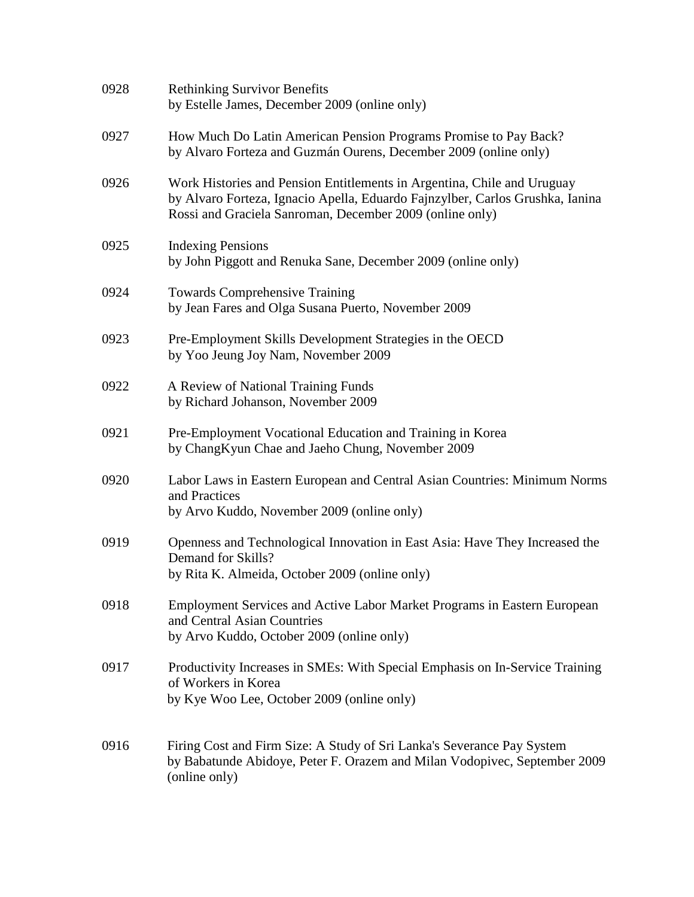0928 Rethinking Survivor Benefits
by Estelle James, December 2009 (online only)

0927 How Much Do Latin American Pension Programs Promise to Pay Back?
by Alvaro Forteza and Guzmán Ourens, December 2009 (online only)

0926 Work Histories and Pension Entitlements in Argentina, Chile and Uruguay
by Alvaro Forteza, Ignacio Apella, Eduardo Fajnzylber, Carlos Grushka, Ianina Rossi and Graciela Sanroman, December 2009 (online only)

0925 Indexing Pensions
by John Piggott and Renuka Sane, December 2009 (online only)

0924 Towards Comprehensive Training
by Jean Fares and Olga Susana Puerto, November 2009

0923 Pre-Employment Skills Development Strategies in the OECD
by Yoo Jeung Joy Nam, November 2009

0922 A Review of National Training Funds
by Richard Johanson, November 2009

0921 Pre-Employment Vocational Education and Training in Korea
by ChangKyun Chae and Jaeho Chung, November 2009

0920 Labor Laws in Eastern European and Central Asian Countries: Minimum Norms and Practices
by Arvo Kuddo, November 2009 (online only)

0919 Openness and Technological Innovation in East Asia: Have They Increased the Demand for Skills?
by Rita K. Almeida, October 2009 (online only)

0918 Employment Services and Active Labor Market Programs in Eastern European and Central Asian Countries
by Arvo Kuddo, October 2009 (online only)

0917 Productivity Increases in SMEs: With Special Emphasis on In-Service Training of Workers in Korea
by Kye Woo Lee, October 2009 (online only)

0916 Firing Cost and Firm Size: A Study of Sri Lanka's Severance Pay System
by Babatunde Abidoye, Peter F. Orazem and Milan Vodopivec, September 2009 (online only)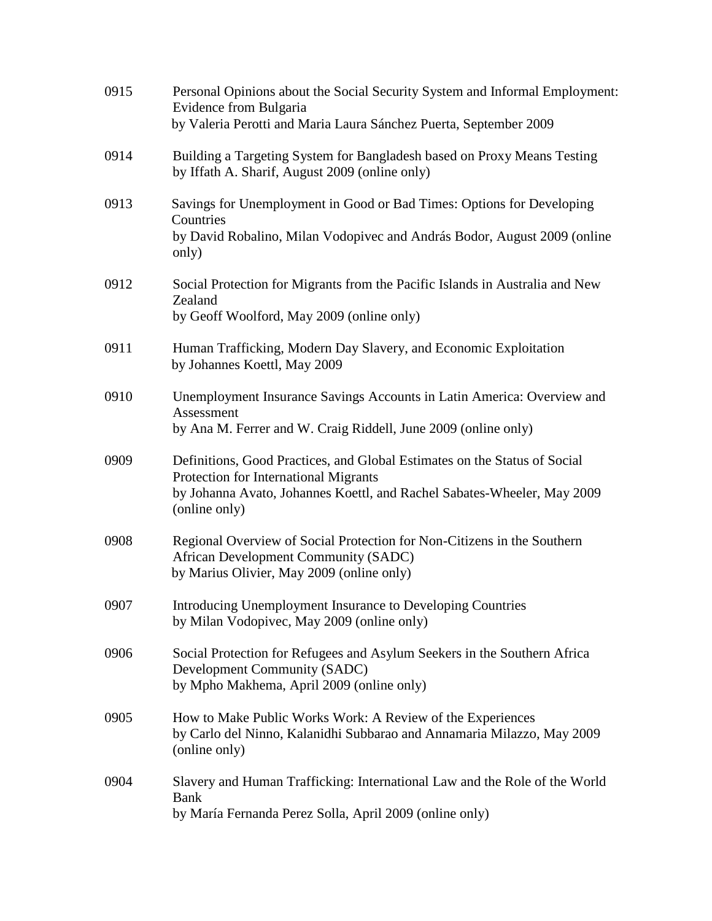0915 Personal Opinions about the Social Security System and Informal Employment: Evidence from Bulgaria
by Valeria Perotti and Maria Laura Sánchez Puerta, September 2009

0914 Building a Targeting System for Bangladesh based on Proxy Means Testing
by Iffath A. Sharif, August 2009 (online only)

0913 Savings for Unemployment in Good or Bad Times: Options for Developing Countries
by David Robalino, Milan Vodopivec and András Bodor, August 2009 (online only)

0912 Social Protection for Migrants from the Pacific Islands in Australia and New Zealand
by Geoff Woolford, May 2009 (online only)

0911 Human Trafficking, Modern Day Slavery, and Economic Exploitation
by Johannes Koettl, May 2009

0910 Unemployment Insurance Savings Accounts in Latin America: Overview and Assessment
by Ana M. Ferrer and W. Craig Riddell, June 2009 (online only)

0909 Definitions, Good Practices, and Global Estimates on the Status of Social Protection for International Migrants
by Johanna Avato, Johannes Koettl, and Rachel Sabates-Wheeler, May 2009 (online only)

0908 Regional Overview of Social Protection for Non-Citizens in the Southern African Development Community (SADC)
by Marius Olivier, May 2009 (online only)

0907 Introducing Unemployment Insurance to Developing Countries
by Milan Vodopivec, May 2009 (online only)

0906 Social Protection for Refugees and Asylum Seekers in the Southern Africa Development Community (SADC)
by Mpho Makhema, April 2009 (online only)

0905 How to Make Public Works Work: A Review of the Experiences
by Carlo del Ninno, Kalanidhi Subbarao and Annamaria Milazzo, May 2009 (online only)

0904 Slavery and Human Trafficking: International Law and the Role of the World Bank
by María Fernanda Perez Solla, April 2009 (online only)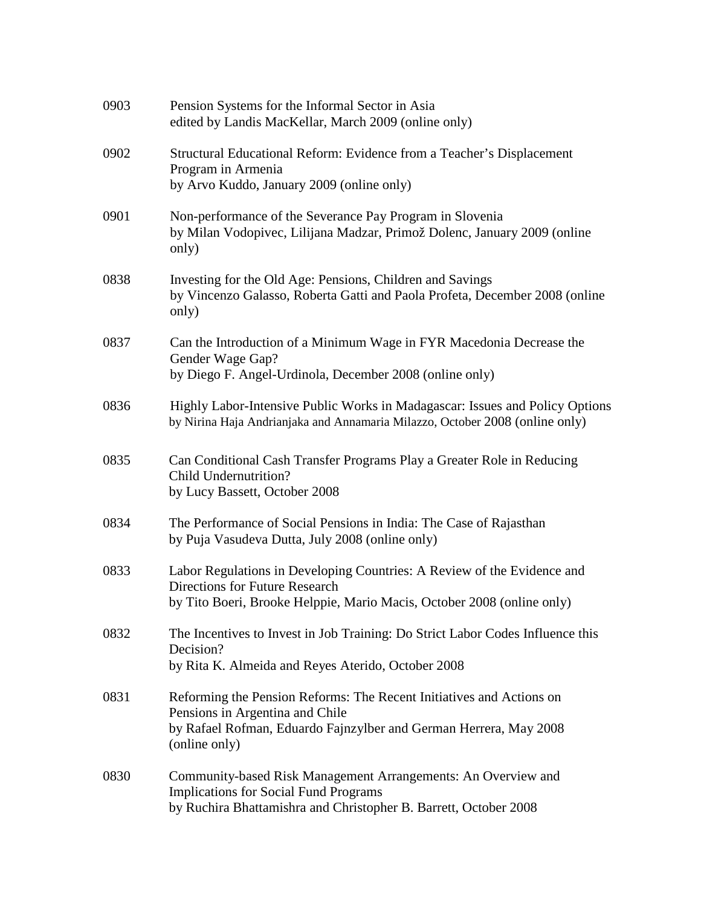0903 Pension Systems for the Informal Sector in Asia
edited by Landis MacKellar, March 2009 (online only)

0902 Structural Educational Reform: Evidence from a Teacher's Displacement Program in Armenia
by Arvo Kuddo, January 2009 (online only)

0901 Non-performance of the Severance Pay Program in Slovenia
by Milan Vodopivec, Lilijana Madzar, Primož Dolenc, January 2009 (online only)

0838 Investing for the Old Age: Pensions, Children and Savings
by Vincenzo Galasso, Roberta Gatti and Paola Profeta, December 2008 (online only)

0837 Can the Introduction of a Minimum Wage in FYR Macedonia Decrease the Gender Wage Gap?
by Diego F. Angel-Urdinola, December 2008 (online only)

0836 Highly Labor-Intensive Public Works in Madagascar: Issues and Policy Options
by Nirina Haja Andrianjaka and Annamaria Milazzo, October 2008 (online only)

0835 Can Conditional Cash Transfer Programs Play a Greater Role in Reducing Child Undernutrition?
by Lucy Bassett, October 2008

0834 The Performance of Social Pensions in India: The Case of Rajasthan
by Puja Vasudeva Dutta, July 2008 (online only)

0833 Labor Regulations in Developing Countries: A Review of the Evidence and Directions for Future Research
by Tito Boeri, Brooke Helppie, Mario Macis, October 2008 (online only)

0832 The Incentives to Invest in Job Training: Do Strict Labor Codes Influence this Decision?
by Rita K. Almeida and Reyes Aterido, October 2008

0831 Reforming the Pension Reforms: The Recent Initiatives and Actions on Pensions in Argentina and Chile
by Rafael Rofman, Eduardo Fajnzylber and German Herrera, May 2008 (online only)

0830 Community-based Risk Management Arrangements: An Overview and Implications for Social Fund Programs
by Ruchira Bhattamishra and Christopher B. Barrett, October 2008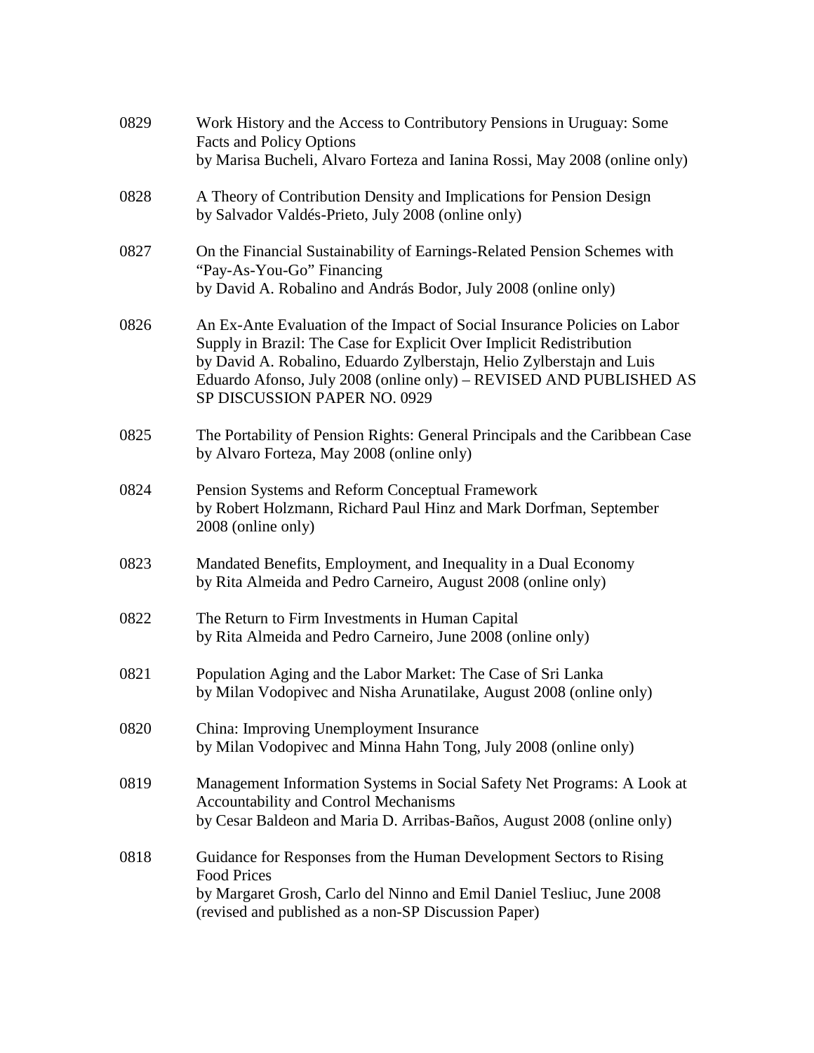0829 Work History and the Access to Contributory Pensions in Uruguay: Some Facts and Policy Options
by Marisa Bucheli, Alvaro Forteza and Ianina Rossi, May 2008 (online only)

0828 A Theory of Contribution Density and Implications for Pension Design
by Salvador Valdés-Prieto, July 2008 (online only)

0827 On the Financial Sustainability of Earnings-Related Pension Schemes with "Pay-As-You-Go" Financing
by David A. Robalino and András Bodor, July 2008 (online only)

0826 An Ex-Ante Evaluation of the Impact of Social Insurance Policies on Labor Supply in Brazil: The Case for Explicit Over Implicit Redistribution
by David A. Robalino, Eduardo Zylberstajn, Helio Zylberstajn and Luis Eduardo Afonso, July 2008 (online only) – REVISED AND PUBLISHED AS SP DISCUSSION PAPER NO. 0929

0825 The Portability of Pension Rights: General Principals and the Caribbean Case
by Alvaro Forteza, May 2008 (online only)

0824 Pension Systems and Reform Conceptual Framework
by Robert Holzmann, Richard Paul Hinz and Mark Dorfman, September 2008 (online only)

0823 Mandated Benefits, Employment, and Inequality in a Dual Economy
by Rita Almeida and Pedro Carneiro, August 2008 (online only)

0822 The Return to Firm Investments in Human Capital
by Rita Almeida and Pedro Carneiro, June 2008 (online only)

0821 Population Aging and the Labor Market: The Case of Sri Lanka
by Milan Vodopivec and Nisha Arunatilake, August 2008 (online only)

0820 China: Improving Unemployment Insurance
by Milan Vodopivec and Minna Hahn Tong, July 2008 (online only)

0819 Management Information Systems in Social Safety Net Programs: A Look at Accountability and Control Mechanisms
by Cesar Baldeon and Maria D. Arribas-Baños, August 2008 (online only)

0818 Guidance for Responses from the Human Development Sectors to Rising Food Prices
by Margaret Grosh, Carlo del Ninno and Emil Daniel Tesliuc, June 2008 (revised and published as a non-SP Discussion Paper)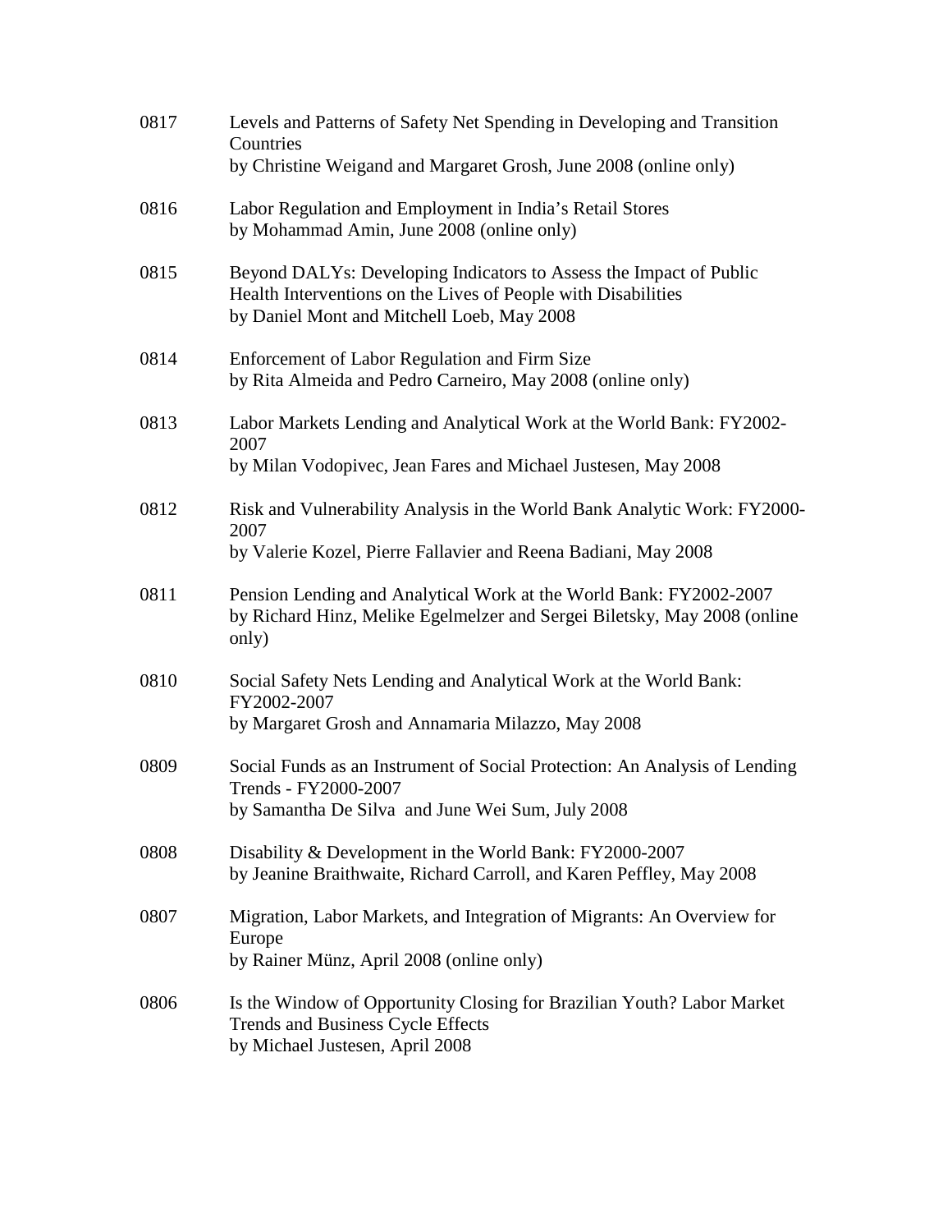0817 Levels and Patterns of Safety Net Spending in Developing and Transition Countries
by Christine Weigand and Margaret Grosh, June 2008 (online only)

0816 Labor Regulation and Employment in India's Retail Stores
by Mohammad Amin, June 2008 (online only)

0815 Beyond DALYs: Developing Indicators to Assess the Impact of Public Health Interventions on the Lives of People with Disabilities
by Daniel Mont and Mitchell Loeb, May 2008

0814 Enforcement of Labor Regulation and Firm Size
by Rita Almeida and Pedro Carneiro, May 2008 (online only)

0813 Labor Markets Lending and Analytical Work at the World Bank: FY2002-2007
by Milan Vodopivec, Jean Fares and Michael Justesen, May 2008

0812 Risk and Vulnerability Analysis in the World Bank Analytic Work: FY2000-2007
by Valerie Kozel, Pierre Fallavier and Reena Badiani, May 2008

0811 Pension Lending and Analytical Work at the World Bank: FY2002-2007
by Richard Hinz, Melike Egelmelzer and Sergei Biletsky, May 2008 (online only)

0810 Social Safety Nets Lending and Analytical Work at the World Bank: FY2002-2007
by Margaret Grosh and Annamaria Milazzo, May 2008

0809 Social Funds as an Instrument of Social Protection: An Analysis of Lending Trends - FY2000-2007
by Samantha De Silva and June Wei Sum, July 2008

0808 Disability & Development in the World Bank: FY2000-2007
by Jeanine Braithwaite, Richard Carroll, and Karen Peffley, May 2008

0807 Migration, Labor Markets, and Integration of Migrants: An Overview for Europe
by Rainer Münz, April 2008 (online only)

0806 Is the Window of Opportunity Closing for Brazilian Youth? Labor Market Trends and Business Cycle Effects
by Michael Justesen, April 2008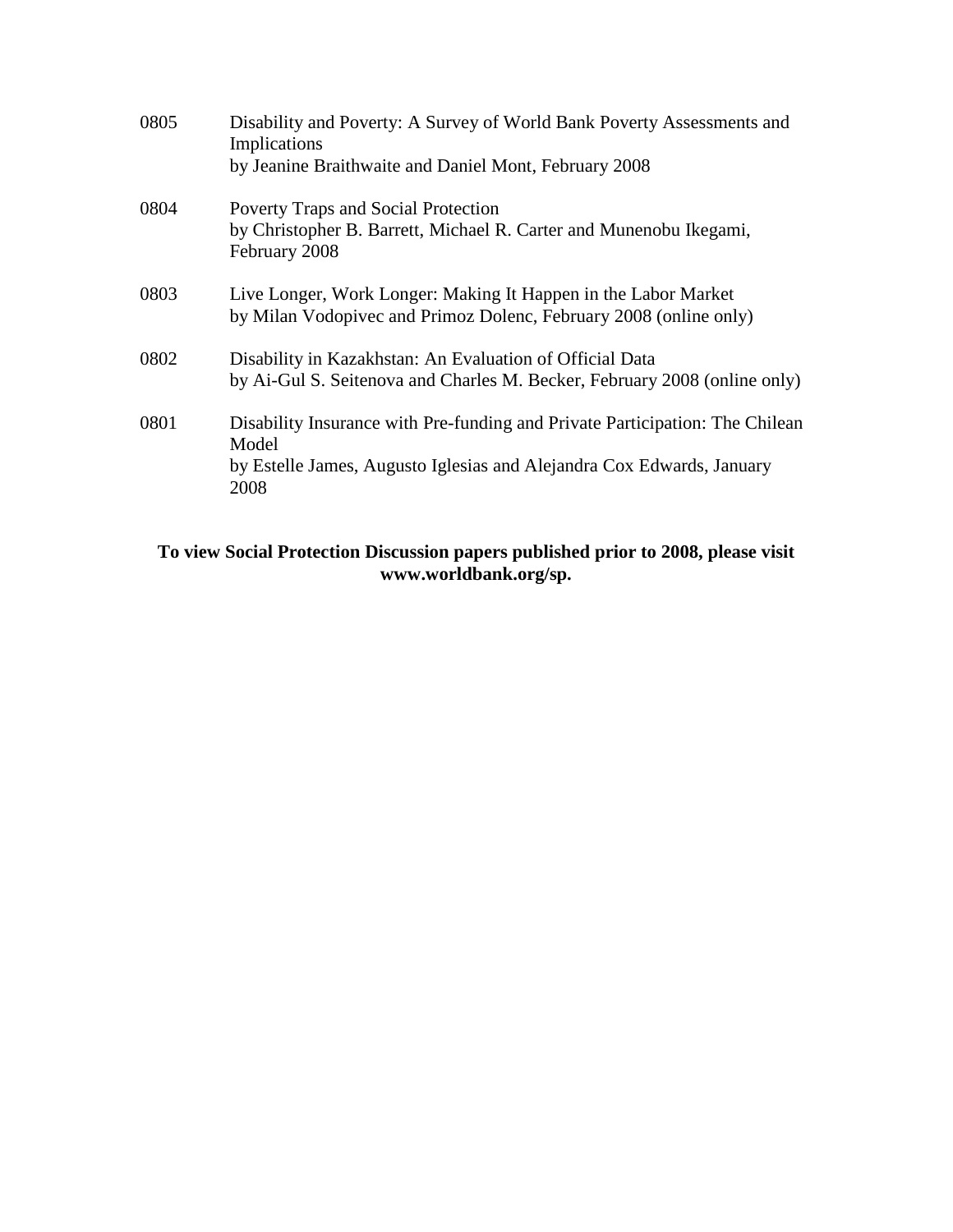| | |
|---|---|
| 0805 | Disability and Poverty: A Survey of World Bank Poverty Assessments and Implications<br>by Jeanine Braithwaite and Daniel Mont, February 2008 |
| 0804 | Poverty Traps and Social Protection<br>by Christopher B. Barrett, Michael R. Carter and Munenobu Ikegami, February 2008 |
| 0803 | Live Longer, Work Longer: Making It Happen in the Labor Market<br>by Milan Vodopivec and Primoz Dolenc, February 2008 (online only) |
| 0802 | Disability in Kazakhstan: An Evaluation of Official Data<br>by Ai-Gul S. Seitenova and Charles M. Becker, February 2008 (online only) |
| 0801 | Disability Insurance with Pre-funding and Private Participation: The Chilean Model<br>by Estelle James, Augusto Iglesias and Alejandra Cox Edwards, January 2008 |

**To view Social Protection Discussion papers published prior to 2008, please visit www.worldbank.org/sp.**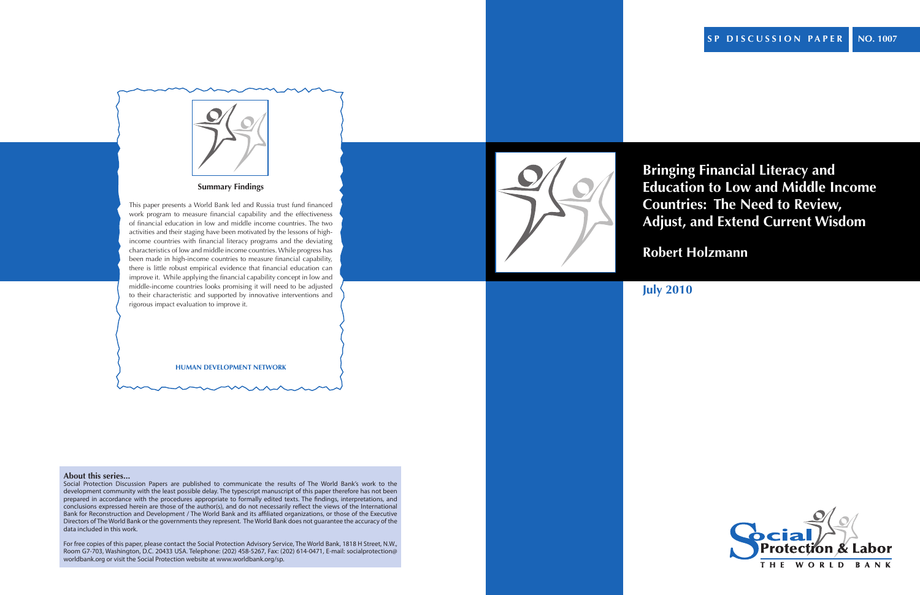SP DISCUSSION PAPER NO. 1007

# Bringing Financial Literacy and Education to Low and Middle Income Countries: The Need to Review, Adjust, and Extend Current Wisdom

## Robert Holzmann

July 2010

### Summary Findings

This paper presents a World Bank led and Russia trust fund financed work program to measure financial capability and the effectiveness of financial education in low and middle income countries. The two activities and their staging have been motivated by the lessons of high-income countries with financial literacy programs and the deviating characteristics of low and middle income countries. While progress has been made in high-income countries to measure financial capability, there is little robust empirical evidence that financial education can improve it. While applying the financial capability concept in low and middle-income countries looks promising it will need to be adjusted to their characteristic and supported by innovative interventions and rigorous impact evaluation to improve it.

HUMAN DEVELOPMENT NETWORK

**About this series...**

Social Protection Discussion Papers are published to communicate the results of The World Bank's work to the development community with the least possible delay. The typescript manuscript of this paper therefore has not been prepared in accordance with the procedures appropriate to formally edited texts. The findings, interpretations, and conclusions expressed herein are those of the author(s), and do not necessarily reflect the views of the International Bank for Reconstruction and Development / The World Bank and its affiliated organizations, or those of the Executive Directors of The World Bank or the governments they represent. The World Bank does not guarantee the accuracy of the data included in this work.

For free copies of this paper, please contact the Social Protection Advisory Service, The World Bank, 1818 H Street, N.W., Room G7-703, Washington, D.C. 20433 USA. Telephone: (202) 458-5267, Fax: (202) 614-0471, E-mail: socialprotection@worldbank.org or visit the Social Protection website at www.worldbank.org/sp.

Social Protection & Labor
THE WORLD BANK